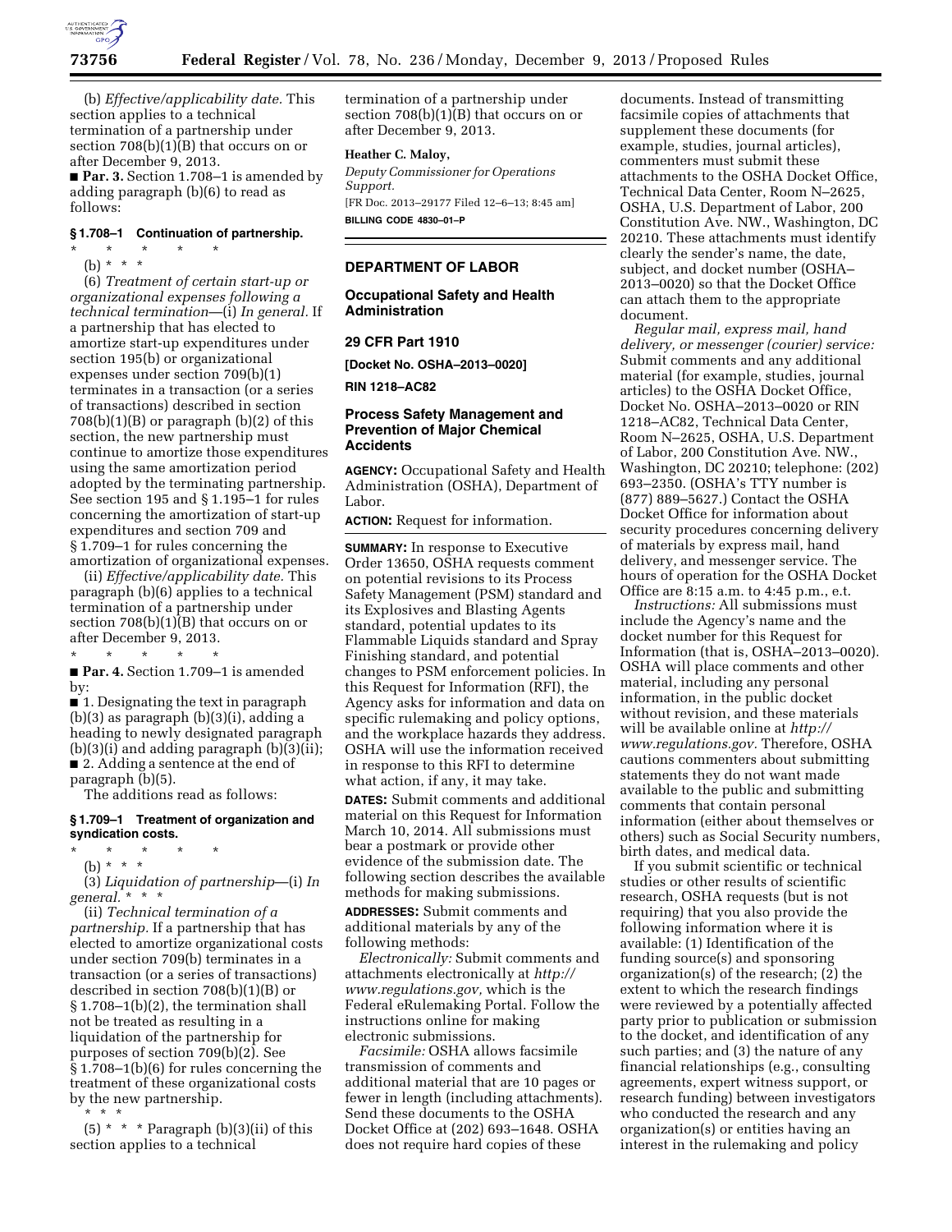(b) *Effective/applicability date.* This section applies to a technical termination of a partnership under section 708(b)(1)(B) that occurs on or after December 9, 2013.

■ **Par. 3.** Section 1.708–1 is amended by adding paragraph (b)(6) to read as follows:

#### § 1.708–1 Continuation of partnership.

\* \* \* \* \*

(b) \* \* \*

(6) *Treatment of certain start-up or organizational expenses following a technical termination*—(i) *In general.* If a partnership that has elected to amortize start-up expenditures under section 195(b) or organizational expenses under section 709(b)(1) terminates in a transaction (or a series of transactions) described in section 708(b)(1)(B) or paragraph (b)(2) of this section, the new partnership must continue to amortize those expenditures using the same amortization period adopted by the terminating partnership. See section 195 and § 1.195–1 for rules concerning the amortization of start-up expenditures and section 709 and § 1.709–1 for rules concerning the amortization of organizational expenses.

(ii) *Effective/applicability date.* This paragraph (b)(6) applies to a technical termination of a partnership under section 708(b)(1)(B) that occurs on or after December 9, 2013.

\* \* \* \* \*

■ **Par. 4.** Section 1.709–1 is amended by:

■ 1. Designating the text in paragraph (b)(3) as paragraph (b)(3)(i), adding a heading to newly designated paragraph (b)(3)(i) and adding paragraph (b)(3)(ii);

■ 2. Adding a sentence at the end of paragraph (b)(5).

The additions read as follows:

#### § 1.709–1 Treatment of organization and syndication costs.

\* \* \* \* \*

(b) \* \* \*

(3) *Liquidation of partnership*—(i) *In general.* \* \* \*

(ii) *Technical termination of a partnership.* If a partnership that has elected to amortize organizational costs under section 709(b) terminates in a transaction (or a series of transactions) described in section 708(b)(1)(B) or § 1.708–1(b)(2), the termination shall not be treated as resulting in a liquidation of the partnership for purposes of section 709(b)(2). See § 1.708–1(b)(6) for rules concerning the treatment of these organizational costs by the new partnership.

\* \* \*

(5) \* \* \* Paragraph (b)(3)(ii) of this section applies to a technical termination of a partnership under section 708(b)(1)(B) that occurs on or after December 9, 2013.

**Heather C. Maloy,**

*Deputy Commissioner for Operations Support.*

[FR Doc. 2013–29177 Filed 12–6–13; 8:45 am]

**BILLING CODE 4830–01–P**

---

## DEPARTMENT OF LABOR

### Occupational Safety and Health Administration

### 29 CFR Part 1910

**[Docket No. OSHA–2013–0020]**

**RIN 1218–AC82**

### Process Safety Management and Prevention of Major Chemical Accidents

**AGENCY:** Occupational Safety and Health Administration (OSHA), Department of Labor.

**ACTION:** Request for information.

**SUMMARY:** In response to Executive Order 13650, OSHA requests comment on potential revisions to its Process Safety Management (PSM) standard and its Explosives and Blasting Agents standard, potential updates to its Flammable Liquids standard and Spray Finishing standard, and potential changes to PSM enforcement policies. In this Request for Information (RFI), the Agency asks for information and data on specific rulemaking and policy options, and the workplace hazards they address. OSHA will use the information received in response to this RFI to determine what action, if any, it may take.

**DATES:** Submit comments and additional material on this Request for Information March 10, 2014. All submissions must bear a postmark or provide other evidence of the submission date. The following section describes the available methods for making submissions.

**ADDRESSES:** Submit comments and additional materials by any of the following methods:

*Electronically:* Submit comments and attachments electronically at *http://www.regulations.gov,* which is the Federal eRulemaking Portal. Follow the instructions online for making electronic submissions.

*Facsimile:* OSHA allows facsimile transmission of comments and additional material that are 10 pages or fewer in length (including attachments). Send these documents to the OSHA Docket Office at (202) 693–1648. OSHA does not require hard copies of these documents. Instead of transmitting facsimile copies of attachments that supplement these documents (for example, studies, journal articles), commenters must submit these attachments to the OSHA Docket Office, Technical Data Center, Room N–2625, OSHA, U.S. Department of Labor, 200 Constitution Ave. NW., Washington, DC 20210. These attachments must identify clearly the sender's name, the date, subject, and docket number (OSHA–2013–0020) so that the Docket Office can attach them to the appropriate document.

*Regular mail, express mail, hand delivery, or messenger (courier) service:* Submit comments and any additional material (for example, studies, journal articles) to the OSHA Docket Office, Docket No. OSHA–2013–0020 or RIN 1218–AC82, Technical Data Center, Room N–2625, OSHA, U.S. Department of Labor, 200 Constitution Ave. NW., Washington, DC 20210; telephone: (202) 693–2350. (OSHA's TTY number is (877) 889–5627.) Contact the OSHA Docket Office for information about security procedures concerning delivery of materials by express mail, hand delivery, and messenger service. The hours of operation for the OSHA Docket Office are 8:15 a.m. to 4:45 p.m., e.t.

*Instructions:* All submissions must include the Agency's name and the docket number for this Request for Information (that is, OSHA–2013–0020). OSHA will place comments and other material, including any personal information, in the public docket without revision, and these materials will be available online at *http://www.regulations.gov.* Therefore, OSHA cautions commenters about submitting statements they do not want made available to the public and submitting comments that contain personal information (either about themselves or others) such as Social Security numbers, birth dates, and medical data.

If you submit scientific or technical studies or other results of scientific research, OSHA requests (but is not requiring) that you also provide the following information where it is available: (1) Identification of the funding source(s) and sponsoring organization(s) of the research; (2) the extent to which the research findings were reviewed by a potentially affected party prior to publication or submission to the docket, and identification of any such parties; and (3) the nature of any financial relationships (e.g., consulting agreements, expert witness support, or research funding) between investigators who conducted the research and any organization(s) or entities having an interest in the rulemaking and policy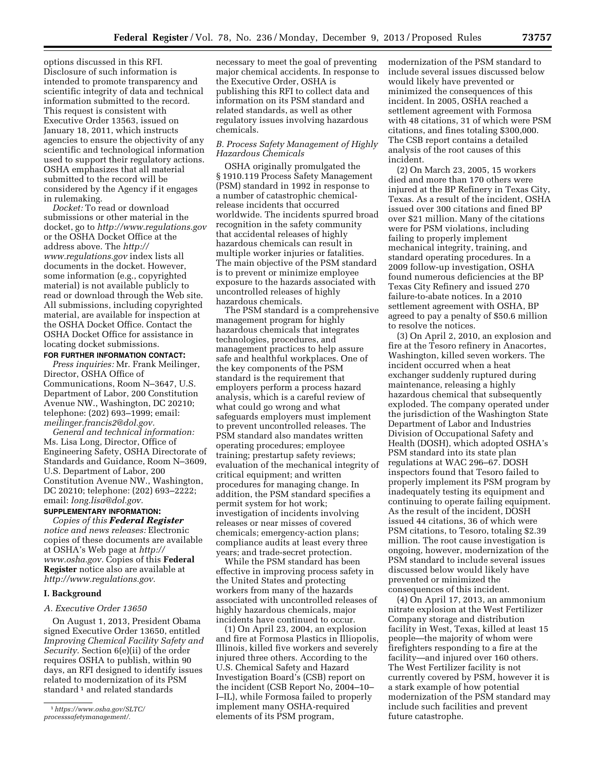options discussed in this RFI. Disclosure of such information is intended to promote transparency and scientific integrity of data and technical information submitted to the record. This request is consistent with Executive Order 13563, issued on January 18, 2011, which instructs agencies to ensure the objectivity of any scientific and technological information used to support their regulatory actions. OSHA emphasizes that all material submitted to the record will be considered by the Agency if it engages in rulemaking.

*Docket:* To read or download submissions or other material in the docket, go to *http://www.regulations.gov* or the OSHA Docket Office at the address above. The *http://www.regulations.gov* index lists all documents in the docket. However, some information (e.g., copyrighted material) is not available publicly to read or download through the Web site. All submissions, including copyrighted material, are available for inspection at the OSHA Docket Office. Contact the OSHA Docket Office for assistance in locating docket submissions.

**FOR FURTHER INFORMATION CONTACT:**

*Press inquiries:* Mr. Frank Meilinger, Director, OSHA Office of Communications, Room N–3647, U.S. Department of Labor, 200 Constitution Avenue NW., Washington, DC 20210; telephone: (202) 693–1999; email: *meilinger.francis2@dol.gov.*

*General and technical information:* Ms. Lisa Long, Director, Office of Engineering Safety, OSHA Directorate of Standards and Guidance, Room N–3609, U.S. Department of Labor, 200 Constitution Avenue NW., Washington, DC 20210; telephone: (202) 693–2222; email: *long.lisa@dol.gov.*

**SUPPLEMENTARY INFORMATION:**

*Copies of this* ***Federal Register*** *notice and news releases:* Electronic copies of these documents are available at OSHA's Web page at *http://www.osha.gov.* Copies of this **Federal Register** notice also are available at *http://www.regulations.gov.*

## I. Background

### *A. Executive Order 13650*

On August 1, 2013, President Obama signed Executive Order 13650, entitled *Improving Chemical Facility Safety and Security.* Section 6(e)(ii) of the order requires OSHA to publish, within 90 days, an RFI designed to identify issues related to modernization of its PSM standard [1] and related standards necessary to meet the goal of preventing major chemical accidents. In response to the Executive Order, OSHA is publishing this RFI to collect data and information on its PSM standard and related standards, as well as other regulatory issues involving hazardous chemicals.

### *B. Process Safety Management of Highly Hazardous Chemicals*

OSHA originally promulgated the § 1910.119 Process Safety Management (PSM) standard in 1992 in response to a number of catastrophic chemical-release incidents that occurred worldwide. The incidents spurred broad recognition in the safety community that accidental releases of highly hazardous chemicals can result in multiple worker injuries or fatalities. The main objective of the PSM standard is to prevent or minimize employee exposure to the hazards associated with uncontrolled releases of highly hazardous chemicals.

The PSM standard is a comprehensive management program for highly hazardous chemicals that integrates technologies, procedures, and management practices to help assure safe and healthful workplaces. One of the key components of the PSM standard is the requirement that employers perform a process hazard analysis, which is a careful review of what could go wrong and what safeguards employers must implement to prevent uncontrolled releases. The PSM standard also mandates written operating procedures; employee training; prestartup safety reviews; evaluation of the mechanical integrity of critical equipment; and written procedures for managing change. In addition, the PSM standard specifies a permit system for hot work; investigation of incidents involving releases or near misses of covered chemicals; emergency-action plans; compliance audits at least every three years; and trade-secret protection.

While the PSM standard has been effective in improving process safety in the United States and protecting workers from many of the hazards associated with uncontrolled releases of highly hazardous chemicals, major incidents have continued to occur.

(1) On April 23, 2004, an explosion and fire at Formosa Plastics in Illiopolis, Illinois, killed five workers and severely injured three others. According to the U.S. Chemical Safety and Hazard Investigation Board's (CSB) report on the incident (CSB Report No, 2004–10–I–IL), while Formosa failed to properly implement many OSHA-required elements of its PSM program, modernization of the PSM standard to include several issues discussed below would likely have prevented or minimized the consequences of this incident. In 2005, OSHA reached a settlement agreement with Formosa with 48 citations, 31 of which were PSM citations, and fines totaling $300,000. The CSB report contains a detailed analysis of the root causes of this incident.

(2) On March 23, 2005, 15 workers died and more than 170 others were injured at the BP Refinery in Texas City, Texas. As a result of the incident, OSHA issued over 300 citations and fined BP over $21 million. Many of the citations were for PSM violations, including failing to properly implement mechanical integrity, training, and standard operating procedures. In a 2009 follow-up investigation, OSHA found numerous deficiencies at the BP Texas City Refinery and issued 270 failure-to-abate notices. In a 2010 settlement agreement with OSHA, BP agreed to pay a penalty of $50.6 million to resolve the notices.

(3) On April 2, 2010, an explosion and fire at the Tesoro refinery in Anacortes, Washington, killed seven workers. The incident occurred when a heat exchanger suddenly ruptured during maintenance, releasing a highly hazardous chemical that subsequently exploded. The company operated under the jurisdiction of the Washington State Department of Labor and Industries Division of Occupational Safety and Health (DOSH), which adopted OSHA's PSM standard into its state plan regulations at WAC 296–67. DOSH inspectors found that Tesoro failed to properly implement its PSM program by inadequately testing its equipment and continuing to operate failing equipment. As the result of the incident, DOSH issued 44 citations, 36 of which were PSM citations, to Tesoro, totaling $2.39 million. The root cause investigation is ongoing, however, modernization of the PSM standard to include several issues discussed below would likely have prevented or minimized the consequences of this incident.

(4) On April 17, 2013, an ammonium nitrate explosion at the West Fertilizer Company storage and distribution facility in West, Texas, killed at least 15 people—the majority of whom were firefighters responding to a fire at the facility—and injured over 160 others. The West Fertilizer facility is not currently covered by PSM, however it is a stark example of how potential modernization of the PSM standard may include such facilities and prevent future catastrophe.

[1] *https://www.osha.gov/SLTC/processsafetymanagement/.*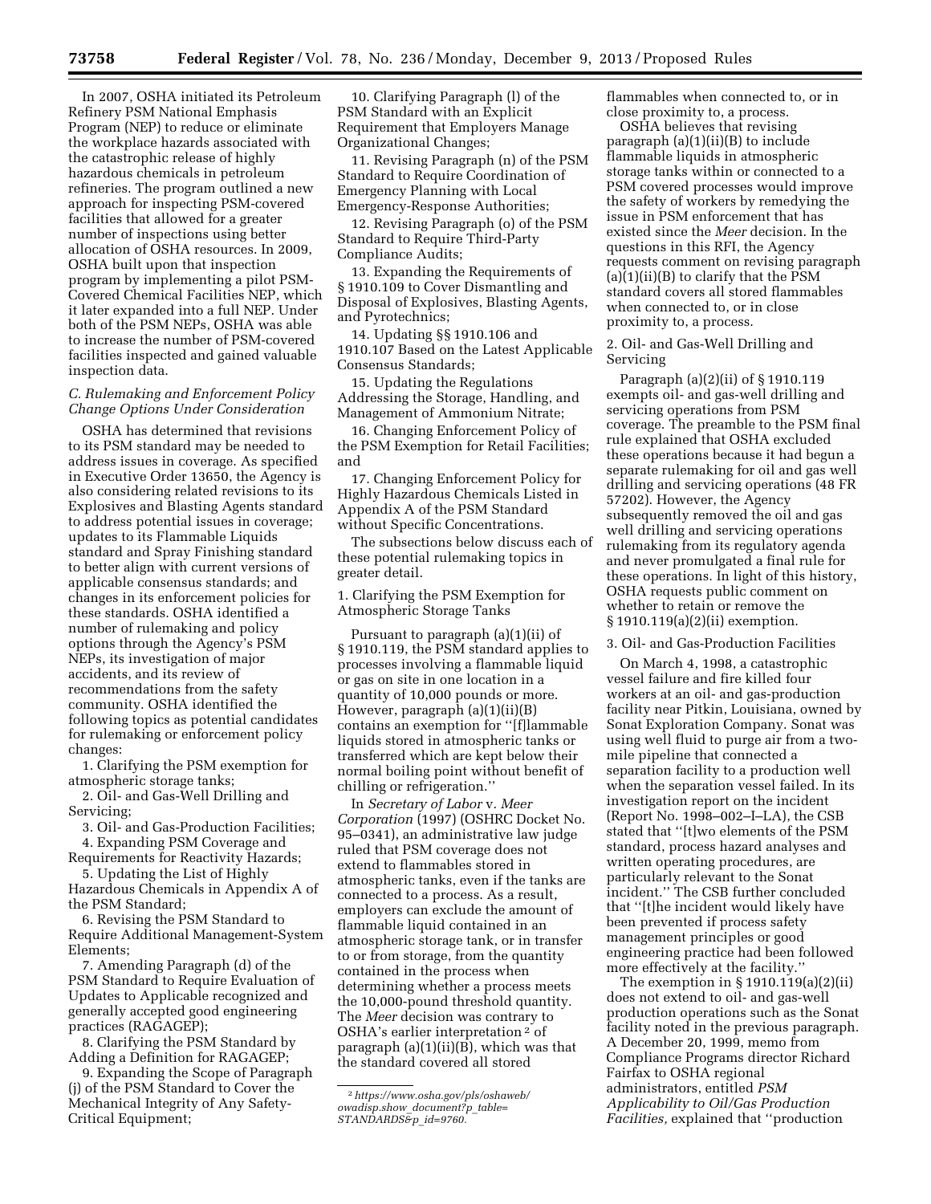In 2007, OSHA initiated its Petroleum Refinery PSM National Emphasis Program (NEP) to reduce or eliminate the workplace hazards associated with the catastrophic release of highly hazardous chemicals in petroleum refineries. The program outlined a new approach for inspecting PSM-covered facilities that allowed for a greater number of inspections using better allocation of OSHA resources. In 2009, OSHA built upon that inspection program by implementing a pilot PSM-Covered Chemical Facilities NEP, which it later expanded into a full NEP. Under both of the PSM NEPs, OSHA was able to increase the number of PSM-covered facilities inspected and gained valuable inspection data.

### *C. Rulemaking and Enforcement Policy Change Options Under Consideration*

OSHA has determined that revisions to its PSM standard may be needed to address issues in coverage. As specified in Executive Order 13650, the Agency is also considering related revisions to its Explosives and Blasting Agents standard to address potential issues in coverage; updates to its Flammable Liquids standard and Spray Finishing standard to better align with current versions of applicable consensus standards; and changes in its enforcement policies for these standards. OSHA identified a number of rulemaking and policy options through the Agency's PSM NEPs, its investigation of major accidents, and its review of recommendations from the safety community. OSHA identified the following topics as potential candidates for rulemaking or enforcement policy changes:

1. Clarifying the PSM exemption for atmospheric storage tanks;
2. Oil- and Gas-Well Drilling and Servicing;
3. Oil- and Gas-Production Facilities;
4. Expanding PSM Coverage and Requirements for Reactivity Hazards;
5. Updating the List of Highly Hazardous Chemicals in Appendix A of the PSM Standard;
6. Revising the PSM Standard to Require Additional Management-System Elements;
7. Amending Paragraph (d) of the PSM Standard to Require Evaluation of Updates to Applicable recognized and generally accepted good engineering practices (RAGAGEP);
8. Clarifying the PSM Standard by Adding a Definition for RAGAGEP;
9. Expanding the Scope of Paragraph (j) of the PSM Standard to Cover the Mechanical Integrity of Any Safety-Critical Equipment;
10. Clarifying Paragraph (l) of the PSM Standard with an Explicit Requirement that Employers Manage Organizational Changes;
11. Revising Paragraph (n) of the PSM Standard to Require Coordination of Emergency Planning with Local Emergency-Response Authorities;
12. Revising Paragraph (o) of the PSM Standard to Require Third-Party Compliance Audits;
13. Expanding the Requirements of § 1910.109 to Cover Dismantling and Disposal of Explosives, Blasting Agents, and Pyrotechnics;
14. Updating §§ 1910.106 and 1910.107 Based on the Latest Applicable Consensus Standards;
15. Updating the Regulations Addressing the Storage, Handling, and Management of Ammonium Nitrate;
16. Changing Enforcement Policy of the PSM Exemption for Retail Facilities; and
17. Changing Enforcement Policy for Highly Hazardous Chemicals Listed in Appendix A of the PSM Standard without Specific Concentrations.

The subsections below discuss each of these potential rulemaking topics in greater detail.

#### 1. Clarifying the PSM Exemption for Atmospheric Storage Tanks

Pursuant to paragraph (a)(1)(ii) of § 1910.119, the PSM standard applies to processes involving a flammable liquid or gas on site in one location in a quantity of 10,000 pounds or more. However, paragraph (a)(1)(ii)(B) contains an exemption for "[f]lammable liquids stored in atmospheric tanks or transferred which are kept below their normal boiling point without benefit of chilling or refrigeration."

In *Secretary of Labor* v. *Meer Corporation* (1997) (OSHRC Docket No. 95–0341), an administrative law judge ruled that PSM coverage does not extend to flammables stored in atmospheric tanks, even if the tanks are connected to a process. As a result, employers can exclude the amount of flammable liquid contained in an atmospheric storage tank, or in transfer to or from storage, from the quantity contained in the process when determining whether a process meets the 10,000-pound threshold quantity. The *Meer* decision was contrary to OSHA's earlier interpretation [2] of paragraph (a)(1)(ii)(B), which was that the standard covered all stored flammables when connected to, or in close proximity to, a process.

OSHA believes that revising paragraph (a)(1)(ii)(B) to include flammable liquids in atmospheric storage tanks within or connected to a PSM covered processes would improve the safety of workers by remedying the issue in PSM enforcement that has existed since the *Meer* decision. In the questions in this RFI, the Agency requests comment on revising paragraph (a)(1)(ii)(B) to clarify that the PSM standard covers all stored flammables when connected to, or in close proximity to, a process.

#### 2. Oil- and Gas-Well Drilling and Servicing

Paragraph (a)(2)(ii) of § 1910.119 exempts oil- and gas-well drilling and servicing operations from PSM coverage. The preamble to the PSM final rule explained that OSHA excluded these operations because it had begun a separate rulemaking for oil and gas well drilling and servicing operations (48 FR 57202). However, the Agency subsequently removed the oil and gas well drilling and servicing operations rulemaking from its regulatory agenda and never promulgated a final rule for these operations. In light of this history, OSHA requests public comment on whether to retain or remove the § 1910.119(a)(2)(ii) exemption.

#### 3. Oil- and Gas-Production Facilities

On March 4, 1998, a catastrophic vessel failure and fire killed four workers at an oil- and gas-production facility near Pitkin, Louisiana, owned by Sonat Exploration Company. Sonat was using well fluid to purge air from a two-mile pipeline that connected a separation facility to a production well when the separation vessel failed. In its investigation report on the incident (Report No. 1998–002–I–LA), the CSB stated that "[t]wo elements of the PSM standard, process hazard analyses and written operating procedures, are particularly relevant to the Sonat incident." The CSB further concluded that "[t]he incident would likely have been prevented if process safety management principles or good engineering practice had been followed more effectively at the facility."

The exemption in § 1910.119(a)(2)(ii) does not extend to oil- and gas-well production operations such as the Sonat facility noted in the previous paragraph. A December 20, 1999, memo from Compliance Programs director Richard Fairfax to OSHA regional administrators, entitled *PSM Applicability to Oil/Gas Production Facilities,* explained that "production

---

[2] *https://www.osha.gov/pls/oshaweb/owadisp.show_document?p_table=STANDARDS&p_id=9760.*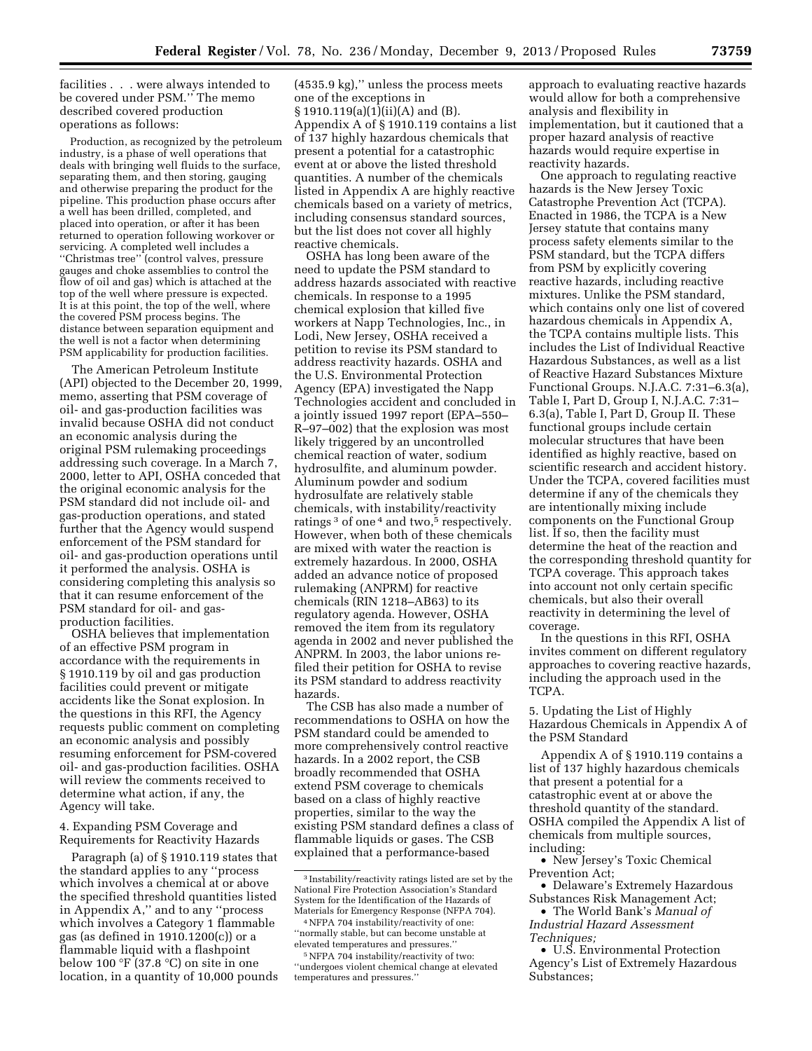facilities . . . were always intended to be covered under PSM.'' The memo described covered production operations as follows:

> Production, as recognized by the petroleum industry, is a phase of well operations that deals with bringing well fluids to the surface, separating them, and then storing, gauging and otherwise preparing the product for the pipeline. This production phase occurs after a well has been drilled, completed, and placed into operation, or after it has been returned to operation following workover or servicing. A completed well includes a ''Christmas tree'' (control valves, pressure gauges and choke assemblies to control the flow of oil and gas) which is attached at the top of the well where pressure is expected. It is at this point, the top of the well, where the covered PSM process begins. The distance between separation equipment and the well is not a factor when determining PSM applicability for production facilities.

The American Petroleum Institute (API) objected to the December 20, 1999, memo, asserting that PSM coverage of oil- and gas-production facilities was invalid because OSHA did not conduct an economic analysis during the original PSM rulemaking proceedings addressing such coverage. In a March 7, 2000, letter to API, OSHA conceded that the original economic analysis for the PSM standard did not include oil- and gas-production operations, and stated further that the Agency would suspend enforcement of the PSM standard for oil- and gas-production operations until it performed the analysis. OSHA is considering completing this analysis so that it can resume enforcement of the PSM standard for oil- and gas-production facilities.

OSHA believes that implementation of an effective PSM program in accordance with the requirements in § 1910.119 by oil and gas production facilities could prevent or mitigate accidents like the Sonat explosion. In the questions in this RFI, the Agency requests public comment on completing an economic analysis and possibly resuming enforcement for PSM-covered oil- and gas-production facilities. OSHA will review the comments received to determine what action, if any, the Agency will take.

4. Expanding PSM Coverage and Requirements for Reactivity Hazards

Paragraph (a) of § 1910.119 states that the standard applies to any ''process which involves a chemical at or above the specified threshold quantities listed in Appendix A,'' and to any ''process which involves a Category 1 flammable gas (as defined in 1910.1200(c)) or a flammable liquid with a flashpoint below 100 °F (37.8 °C) on site in one location, in a quantity of 10,000 pounds (4535.9 kg),'' unless the process meets one of the exceptions in § 1910.119(a)(1)(ii)(A) and (B). Appendix A of § 1910.119 contains a list of 137 highly hazardous chemicals that present a potential for a catastrophic event at or above the listed threshold quantities. A number of the chemicals listed in Appendix A are highly reactive chemicals based on a variety of metrics, including consensus standard sources, but the list does not cover all highly reactive chemicals.

OSHA has long been aware of the need to update the PSM standard to address hazards associated with reactive chemicals. In response to a 1995 chemical explosion that killed five workers at Napp Technologies, Inc., in Lodi, New Jersey, OSHA received a petition to revise its PSM standard to address reactivity hazards. OSHA and the U.S. Environmental Protection Agency (EPA) investigated the Napp Technologies accident and concluded in a jointly issued 1997 report (EPA–550–R–97–002) that the explosion was most likely triggered by an uncontrolled chemical reaction of water, sodium hydrosulfite, and aluminum powder. Aluminum powder and sodium hydrosulfate are relatively stable chemicals, with instability/reactivity ratings[3] of one[4] and two,[5] respectively. However, when both of these chemicals are mixed with water the reaction is extremely hazardous. In 2000, OSHA added an advance notice of proposed rulemaking (ANPRM) for reactive chemicals (RIN 1218–AB63) to its regulatory agenda. However, OSHA removed the item from its regulatory agenda in 2002 and never published the ANPRM. In 2003, the labor unions re-filed their petition for OSHA to revise its PSM standard to address reactivity hazards.

The CSB has also made a number of recommendations to OSHA on how the PSM standard could be amended to more comprehensively control reactive hazards. In a 2002 report, the CSB broadly recommended that OSHA extend PSM coverage to chemicals based on a class of highly reactive properties, similar to the way the existing PSM standard defines a class of flammable liquids or gases. The CSB explained that a performance-based approach to evaluating reactive hazards would allow for both a comprehensive analysis and flexibility in implementation, but it cautioned that a proper hazard analysis of reactive hazards would require expertise in reactivity hazards.

One approach to regulating reactive hazards is the New Jersey Toxic Catastrophe Prevention Act (TCPA). Enacted in 1986, the TCPA is a New Jersey statute that contains many process safety elements similar to the PSM standard, but the TCPA differs from PSM by explicitly covering reactive hazards, including reactive mixtures. Unlike the PSM standard, which contains only one list of covered hazardous chemicals in Appendix A, the TCPA contains multiple lists. This includes the List of Individual Reactive Hazardous Substances, as well as a list of Reactive Hazard Substances Mixture Functional Groups. N.J.A.C. 7:31–6.3(a), Table I, Part D, Group I, N.J.A.C. 7:31–6.3(a), Table I, Part D, Group II. These functional groups include certain molecular structures that have been identified as highly reactive, based on scientific research and accident history. Under the TCPA, covered facilities must determine if any of the chemicals they are intentionally mixing include components on the Functional Group list. If so, then the facility must determine the heat of the reaction and the corresponding threshold quantity for TCPA coverage. This approach takes into account not only certain specific chemicals, but also their overall reactivity in determining the level of coverage.

In the questions in this RFI, OSHA invites comment on different regulatory approaches to covering reactive hazards, including the approach used in the TCPA.

5. Updating the List of Highly Hazardous Chemicals in Appendix A of the PSM Standard

Appendix A of § 1910.119 contains a list of 137 highly hazardous chemicals that present a potential for a catastrophic event at or above the threshold quantity of the standard. OSHA compiled the Appendix A list of chemicals from multiple sources, including:

- New Jersey's Toxic Chemical Prevention Act;
- Delaware's Extremely Hazardous Substances Risk Management Act;
- The World Bank's *Manual of Industrial Hazard Assessment Techniques;*
- U.S. Environmental Protection Agency's List of Extremely Hazardous Substances;

---

[3] Instability/reactivity ratings listed are set by the National Fire Protection Association's Standard System for the Identification of the Hazards of Materials for Emergency Response (NFPA 704).

[4] NFPA 704 instability/reactivity of one: ''normally stable, but can become unstable at elevated temperatures and pressures.''

[5] NFPA 704 instability/reactivity of two: ''undergoes violent chemical change at elevated temperatures and pressures.''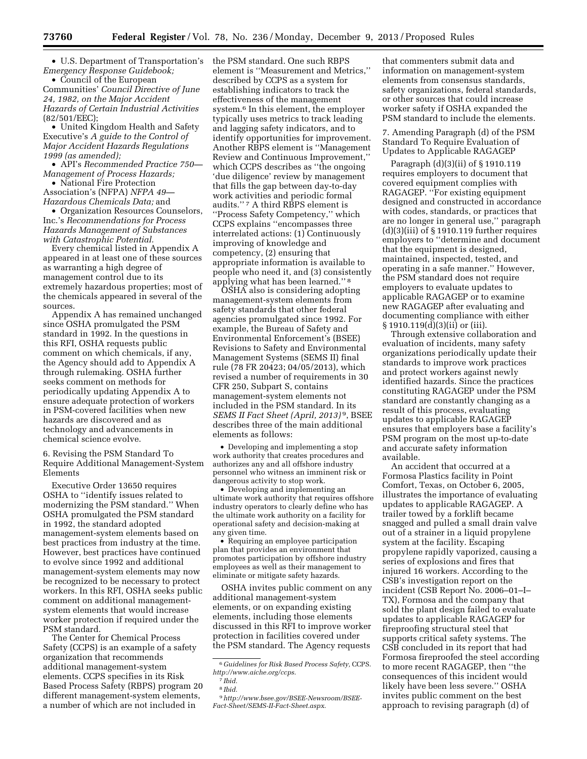- U.S. Department of Transportation's *Emergency Response Guidebook;*
- Council of the European Communities' *Council Directive of June 24, 1982, on the Major Accident Hazards of Certain Industrial Activities* (82/501/EEC);
- United Kingdom Health and Safety Executive's *A guide to the Control of Major Accident Hazards Regulations 1999 (as amended);*
- API's *Recommended Practice 750—Management of Process Hazards;*
- National Fire Protection Association's (NFPA) *NFPA 49—Hazardous Chemicals Data;* and
- Organization Resources Counselors, Inc.'s *Recommendations for Process Hazards Management of Substances with Catastrophic Potential.*

Every chemical listed in Appendix A appeared in at least one of these sources as warranting a high degree of management control due to its extremely hazardous properties; most of the chemicals appeared in several of the sources.

Appendix A has remained unchanged since OSHA promulgated the PSM standard in 1992. In the questions in this RFI, OSHA requests public comment on which chemicals, if any, the Agency should add to Appendix A through rulemaking. OSHA further seeks comment on methods for periodically updating Appendix A to ensure adequate protection of workers in PSM-covered facilities when new hazards are discovered and as technology and advancements in chemical science evolve.

6. Revising the PSM Standard To Require Additional Management-System Elements

Executive Order 13650 requires OSHA to "identify issues related to modernizing the PSM standard." When OSHA promulgated the PSM standard in 1992, the standard adopted management-system elements based on best practices from industry at the time. However, best practices have continued to evolve since 1992 and additional management-system elements may now be recognized to be necessary to protect workers. In this RFI, OSHA seeks public comment on additional management-system elements that would increase worker protection if required under the PSM standard.

The Center for Chemical Process Safety (CCPS) is an example of a safety organization that recommends additional management-system elements. CCPS specifies in its Risk Based Process Safety (RBPS) program 20 different management-system elements, a number of which are not included in the PSM standard. One such RBPS element is "Measurement and Metrics," described by CCPS as a system for establishing indicators to track the effectiveness of the management system.[6] In this element, the employer typically uses metrics to track leading and lagging safety indicators, and to identify opportunities for improvement. Another RBPS element is "Management Review and Continuous Improvement," which CCPS describes as "the ongoing 'due diligence' review by management that fills the gap between day-to-day work activities and periodic formal audits." [7] A third RBPS element is "Process Safety Competency," which CCPS explains "encompasses three interrelated actions: (1) Continuously improving of knowledge and competency, (2) ensuring that appropriate information is available to people who need it, and (3) consistently applying what has been learned." [8]

OSHA also is considering adopting management-system elements from safety standards that other federal agencies promulgated since 1992. For example, the Bureau of Safety and Environmental Enforcement's (BSEE) Revisions to Safety and Environmental Management Systems (SEMS II) final rule (78 FR 20423; 04/05/2013), which revised a number of requirements in 30 CFR 250, Subpart S, contains management-system elements not included in the PSM standard. In its *SEMS II Fact Sheet (April, 2013)*[9], BSEE describes three of the main additional elements as follows:

- Developing and implementing a stop work authority that creates procedures and authorizes any and all offshore industry personnel who witness an imminent risk or dangerous activity to stop work.
- Developing and implementing an ultimate work authority that requires offshore industry operators to clearly define who has the ultimate work authority on a facility for operational safety and decision-making at any given time.
- Requiring an employee participation plan that provides an environment that promotes participation by offshore industry employees as well as their management to eliminate or mitigate safety hazards.

OSHA invites public comment on any additional management-system elements, or on expanding existing elements, including those elements discussed in this RFI to improve worker protection in facilities covered under the PSM standard. The Agency requests that commenters submit data and information on management-system elements from consensus standards, safety organizations, federal standards, or other sources that could increase worker safety if OSHA expanded the PSM standard to include the elements.

7. Amending Paragraph (d) of the PSM Standard To Require Evaluation of Updates to Applicable RAGAGEP

Paragraph (d)(3)(ii) of § 1910.119 requires employers to document that covered equipment complies with RAGAGEP. "For existing equipment designed and constructed in accordance with codes, standards, or practices that are no longer in general use," paragraph (d)(3)(iii) of § 1910.119 further requires employers to "determine and document that the equipment is designed, maintained, inspected, tested, and operating in a safe manner." However, the PSM standard does not require employers to evaluate updates to applicable RAGAGEP or to examine new RAGAGEP after evaluating and documenting compliance with either § 1910.119(d)(3)(ii) or (iii).

Through extensive collaboration and evaluation of incidents, many safety organizations periodically update their standards to improve work practices and protect workers against newly identified hazards. Since the practices constituting RAGAGEP under the PSM standard are constantly changing as a result of this process, evaluating updates to applicable RAGAGEP ensures that employers base a facility's PSM program on the most up-to-date and accurate safety information available.

An accident that occurred at a Formosa Plastics facility in Point Comfort, Texas, on October 6, 2005, illustrates the importance of evaluating updates to applicable RAGAGEP. A trailer towed by a forklift became snagged and pulled a small drain valve out of a strainer in a liquid propylene system at the facility. Escaping propylene rapidly vaporized, causing a series of explosions and fires that injured 16 workers. According to the CSB's investigation report on the incident (CSB Report No. 2006–01–I–TX), Formosa and the company that sold the plant design failed to evaluate updates to applicable RAGAGEP for fireproofing structural steel that supports critical safety systems. The CSB concluded in its report that had Formosa fireproofed the steel according to more recent RAGAGEP, then "the consequences of this incident would likely have been less severe." OSHA invites public comment on the best approach to revising paragraph (d) of

[6] *Guidelines for Risk Based Process Safety,* CCPS. *http://www.aiche.org/ccps.*

[7] *Ibid.*

[8] *Ibid.*

[9] *http://www.bsee.gov/BSEE-Newsroom/BSEE-Fact-Sheet/SEMS-II-Fact-Sheet.aspx.*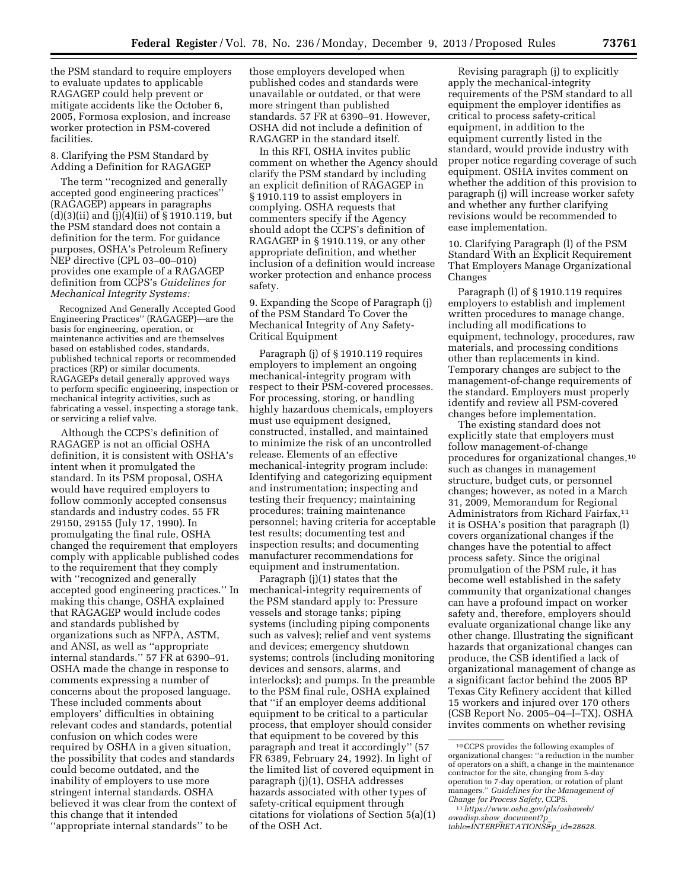the PSM standard to require employers to evaluate updates to applicable RAGAGEP could help prevent or mitigate accidents like the October 6, 2005, Formosa explosion, and increase worker protection in PSM-covered facilities.

8. Clarifying the PSM Standard by Adding a Definition for RAGAGEP

The term "recognized and generally accepted good engineering practices" (RAGAGEP) appears in paragraphs (d)(3)(ii) and (j)(4)(ii) of § 1910.119, but the PSM standard does not contain a definition for the term. For guidance purposes, OSHA's Petroleum Refinery NEP directive (CPL 03–00–010) provides one example of a RAGAGEP definition from CCPS's *Guidelines for Mechanical Integrity Systems:*

> Recognized And Generally Accepted Good Engineering Practices" (RAGAGEP)—are the basis for engineering, operation, or maintenance activities and are themselves based on established codes, standards, published technical reports or recommended practices (RP) or similar documents. RAGAGEPs detail generally approved ways to perform specific engineering, inspection or mechanical integrity activities, such as fabricating a vessel, inspecting a storage tank, or servicing a relief valve.

Although the CCPS's definition of RAGAGEP is not an official OSHA definition, it is consistent with OSHA's intent when it promulgated the standard. In its PSM proposal, OSHA would have required employers to follow commonly accepted consensus standards and industry codes. 55 FR 29150, 29155 (July 17, 1990). In promulgating the final rule, OSHA changed the requirement that employers comply with applicable published codes to the requirement that they comply with "recognized and generally accepted good engineering practices." In making this change, OSHA explained that RAGAGEP would include codes and standards published by organizations such as NFPA, ASTM, and ANSI, as well as "appropriate internal standards." 57 FR at 6390–91. OSHA made the change in response to comments expressing a number of concerns about the proposed language. These included comments about employers' difficulties in obtaining relevant codes and standards, potential confusion on which codes were required by OSHA in a given situation, the possibility that codes and standards could become outdated, and the inability of employers to use more stringent internal standards. OSHA believed it was clear from the context of this change that it intended "appropriate internal standards" to be those employers developed when published codes and standards were unavailable or outdated, or that were more stringent than published standards. 57 FR at 6390–91. However, OSHA did not include a definition of RAGAGEP in the standard itself.

In this RFI, OSHA invites public comment on whether the Agency should clarify the PSM standard by including an explicit definition of RAGAGEP in § 1910.119 to assist employers in complying. OSHA requests that commenters specify if the Agency should adopt the CCPS's definition of RAGAGEP in § 1910.119, or any other appropriate definition, and whether inclusion of a definition would increase worker protection and enhance process safety.

9. Expanding the Scope of Paragraph (j) of the PSM Standard To Cover the Mechanical Integrity of Any Safety-Critical Equipment

Paragraph (j) of § 1910.119 requires employers to implement an ongoing mechanical-integrity program with respect to their PSM-covered processes. For processing, storing, or handling highly hazardous chemicals, employers must use equipment designed, constructed, installed, and maintained to minimize the risk of an uncontrolled release. Elements of an effective mechanical-integrity program include: Identifying and categorizing equipment and instrumentation; inspecting and testing their frequency; maintaining procedures; training maintenance personnel; having criteria for acceptable test results; documenting test and inspection results; and documenting manufacturer recommendations for equipment and instrumentation.

Paragraph (j)(1) states that the mechanical-integrity requirements of the PSM standard apply to: Pressure vessels and storage tanks; piping systems (including piping components such as valves); relief and vent systems and devices; emergency shutdown systems; controls (including monitoring devices and sensors, alarms, and interlocks); and pumps. In the preamble to the PSM final rule, OSHA explained that "if an employer deems additional equipment to be critical to a particular process, that employer should consider that equipment to be covered by this paragraph and treat it accordingly" (57 FR 6389, February 24, 1992). In light of the limited list of covered equipment in paragraph (j)(1), OSHA addresses hazards associated with other types of safety-critical equipment through citations for violations of Section 5(a)(1) of the OSH Act.

Revising paragraph (j) to explicitly apply the mechanical-integrity requirements of the PSM standard to all equipment the employer identifies as critical to process safety-critical equipment, in addition to the equipment currently listed in the standard, would provide industry with proper notice regarding coverage of such equipment. OSHA invites comment on whether the addition of this provision to paragraph (j) will increase worker safety and whether any further clarifying revisions would be recommended to ease implementation.

10. Clarifying Paragraph (l) of the PSM Standard With an Explicit Requirement That Employers Manage Organizational Changes

Paragraph (l) of § 1910.119 requires employers to establish and implement written procedures to manage change, including all modifications to equipment, technology, procedures, raw materials, and processing conditions other than replacements in kind. Temporary changes are subject to the management-of-change requirements of the standard. Employers must properly identify and review all PSM-covered changes before implementation.

The existing standard does not explicitly state that employers must follow management-of-change procedures for organizational changes,[10] such as changes in management structure, budget cuts, or personnel changes; however, as noted in a March 31, 2009, Memorandum for Regional Administrators from Richard Fairfax,[11] it is OSHA's position that paragraph (l) covers organizational changes if the changes have the potential to affect process safety. Since the original promulgation of the PSM rule, it has become well established in the safety community that organizational changes can have a profound impact on worker safety and, therefore, employers should evaluate organizational change like any other change. Illustrating the significant hazards that organizational changes can produce, the CSB identified a lack of organizational management of change as a significant factor behind the 2005 BP Texas City Refinery accident that killed 15 workers and injured over 170 others (CSB Report No. 2005–04–I–TX). OSHA invites comments on whether revising

---

[10] CCPS provides the following examples of organizational changes: "a reduction in the number of operators on a shift, a change in the maintenance contractor for the site, changing from 5-day operation to 7-day operation, or rotation of plant managers." *Guidelines for the Management of Change for Process Safety,* CCPS.

[11] *https://www.osha.gov/pls/oshaweb/owadisp.show_document?p_table=INTERPRETATIONS&p_id=28628.*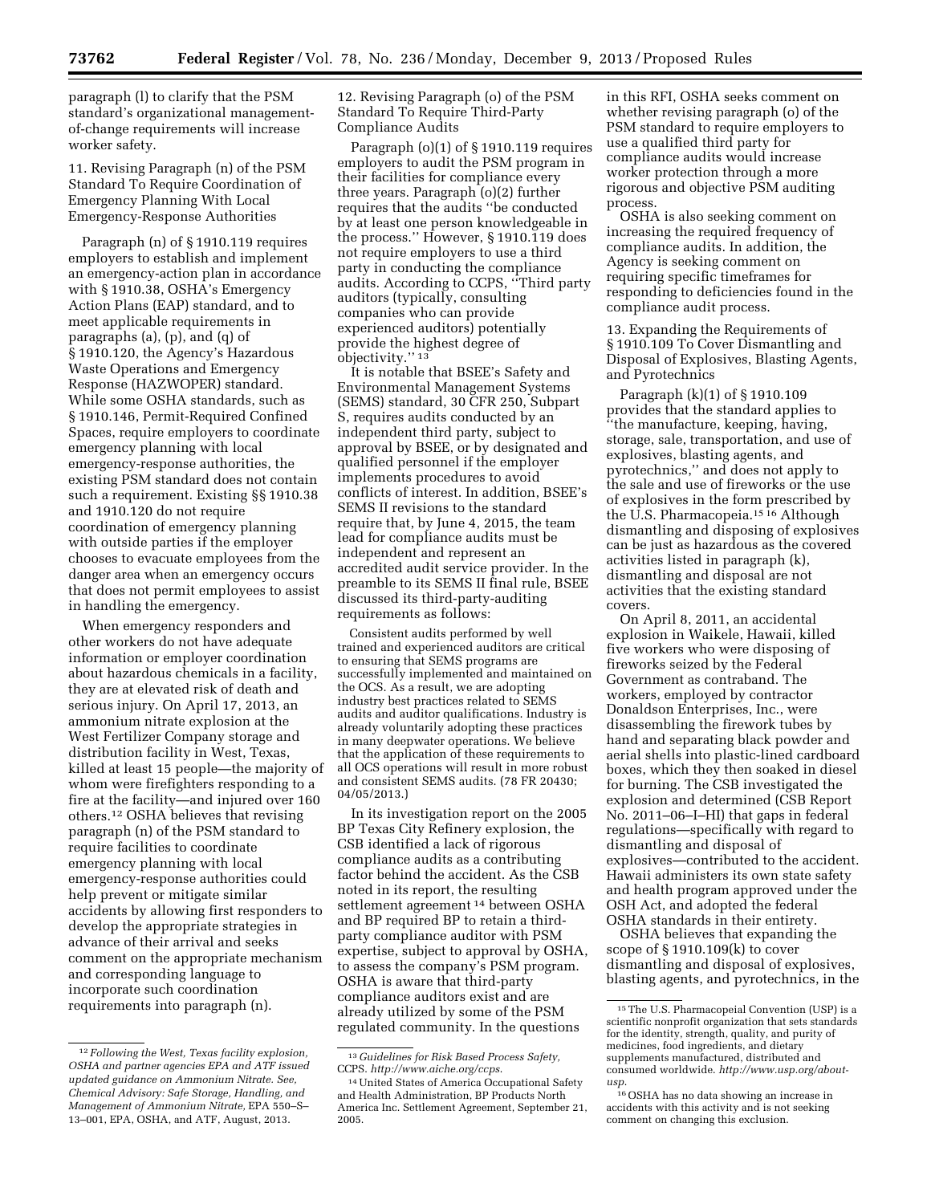paragraph (l) to clarify that the PSM standard's organizational management-of-change requirements will increase worker safety.

11. Revising Paragraph (n) of the PSM Standard To Require Coordination of Emergency Planning With Local Emergency-Response Authorities

Paragraph (n) of § 1910.119 requires employers to establish and implement an emergency-action plan in accordance with § 1910.38, OSHA's Emergency Action Plans (EAP) standard, and to meet applicable requirements in paragraphs (a), (p), and (q) of § 1910.120, the Agency's Hazardous Waste Operations and Emergency Response (HAZWOPER) standard. While some OSHA standards, such as § 1910.146, Permit-Required Confined Spaces, require employers to coordinate emergency planning with local emergency-response authorities, the existing PSM standard does not contain such a requirement. Existing §§ 1910.38 and 1910.120 do not require coordination of emergency planning with outside parties if the employer chooses to evacuate employees from the danger area when an emergency occurs that does not permit employees to assist in handling the emergency.

When emergency responders and other workers do not have adequate information or employer coordination about hazardous chemicals in a facility, they are at elevated risk of death and serious injury. On April 17, 2013, an ammonium nitrate explosion at the West Fertilizer Company storage and distribution facility in West, Texas, killed at least 15 people—the majority of whom were firefighters responding to a fire at the facility—and injured over 160 others.[12] OSHA believes that revising paragraph (n) of the PSM standard to require facilities to coordinate emergency planning with local emergency-response authorities could help prevent or mitigate similar accidents by allowing first responders to develop the appropriate strategies in advance of their arrival and seeks comment on the appropriate mechanism and corresponding language to incorporate such coordination requirements into paragraph (n).

12. Revising Paragraph (o) of the PSM Standard To Require Third-Party Compliance Audits

Paragraph (o)(1) of § 1910.119 requires employers to audit the PSM program in their facilities for compliance every three years. Paragraph (o)(2) further requires that the audits "be conducted by at least one person knowledgeable in the process." However, § 1910.119 does not require employers to use a third party in conducting the compliance audits. According to CCPS, "Third party auditors (typically, consulting companies who can provide experienced auditors) potentially provide the highest degree of objectivity."[13]

It is notable that BSEE's Safety and Environmental Management Systems (SEMS) standard, 30 CFR 250, Subpart S, requires audits conducted by an independent third party, subject to approval by BSEE, or by designated and qualified personnel if the employer implements procedures to avoid conflicts of interest. In addition, BSEE's SEMS II revisions to the standard require that, by June 4, 2015, the team lead for compliance audits must be independent and represent an accredited audit service provider. In the preamble to its SEMS II final rule, BSEE discussed its third-party-auditing requirements as follows:

> Consistent audits performed by well trained and experienced auditors are critical to ensuring that SEMS programs are successfully implemented and maintained on the OCS. As a result, we are adopting industry best practices related to SEMS audits and auditor qualifications. Industry is already voluntarily adopting these practices in many deepwater operations. We believe that the application of these requirements to all OCS operations will result in more robust and consistent SEMS audits. (78 FR 20430; 04/05/2013.)

In its investigation report on the 2005 BP Texas City Refinery explosion, the CSB identified a lack of rigorous compliance audits as a contributing factor behind the accident. As the CSB noted in its report, the resulting settlement agreement[14] between OSHA and BP required BP to retain a third-party compliance auditor with PSM expertise, subject to approval by OSHA, to assess the company's PSM program. OSHA is aware that third-party compliance auditors exist and are already utilized by some of the PSM regulated community. In the questions in this RFI, OSHA seeks comment on whether revising paragraph (o) of the PSM standard to require employers to use a qualified third party for compliance audits would increase worker protection through a more rigorous and objective PSM auditing process.

OSHA is also seeking comment on increasing the required frequency of compliance audits. In addition, the Agency is seeking comment on requiring specific timeframes for responding to deficiencies found in the compliance audit process.

13. Expanding the Requirements of § 1910.109 To Cover Dismantling and Disposal of Explosives, Blasting Agents, and Pyrotechnics

Paragraph (k)(1) of § 1910.109 provides that the standard applies to "the manufacture, keeping, having, storage, sale, transportation, and use of explosives, blasting agents, and pyrotechnics," and does not apply to the sale and use of fireworks or the use of explosives in the form prescribed by the U.S. Pharmacopeia.[15] [16] Although dismantling and disposing of explosives can be just as hazardous as the covered activities listed in paragraph (k), dismantling and disposal are not activities that the existing standard covers.

On April 8, 2011, an accidental explosion in Waikele, Hawaii, killed five workers who were disposing of fireworks seized by the Federal Government as contraband. The workers, employed by contractor Donaldson Enterprises, Inc., were disassembling the firework tubes by hand and separating black powder and aerial shells into plastic-lined cardboard boxes, which they then soaked in diesel for burning. The CSB investigated the explosion and determined (CSB Report No. 2011–06–I–HI) that gaps in federal regulations—specifically with regard to dismantling and disposal of explosives—contributed to the accident. Hawaii administers its own state safety and health program approved under the OSH Act, and adopted the federal OSHA standards in their entirety.

OSHA believes that expanding the scope of § 1910.109(k) to cover dismantling and disposal of explosives, blasting agents, and pyrotechnics, in the

---

[12] *Following the West, Texas facility explosion, OSHA and partner agencies EPA and ATF issued updated guidance on Ammonium Nitrate. See, Chemical Advisory: Safe Storage, Handling, and Management of Ammonium Nitrate,* EPA 550–S–13–001, EPA, OSHA, and ATF, August, 2013.

[13] *Guidelines for Risk Based Process Safety,* CCPS. *http://www.aiche.org/ccps.*

[14] United States of America Occupational Safety and Health Administration, BP Products North America Inc. Settlement Agreement, September 21, 2005.

[15] The U.S. Pharmacopeial Convention (USP) is a scientific nonprofit organization that sets standards for the identity, strength, quality, and purity of medicines, food ingredients, and dietary supplements manufactured, distributed and consumed worldwide. *http://www.usp.org/about-usp.*

[16] OSHA has no data showing an increase in accidents with this activity and is not seeking comment on changing this exclusion.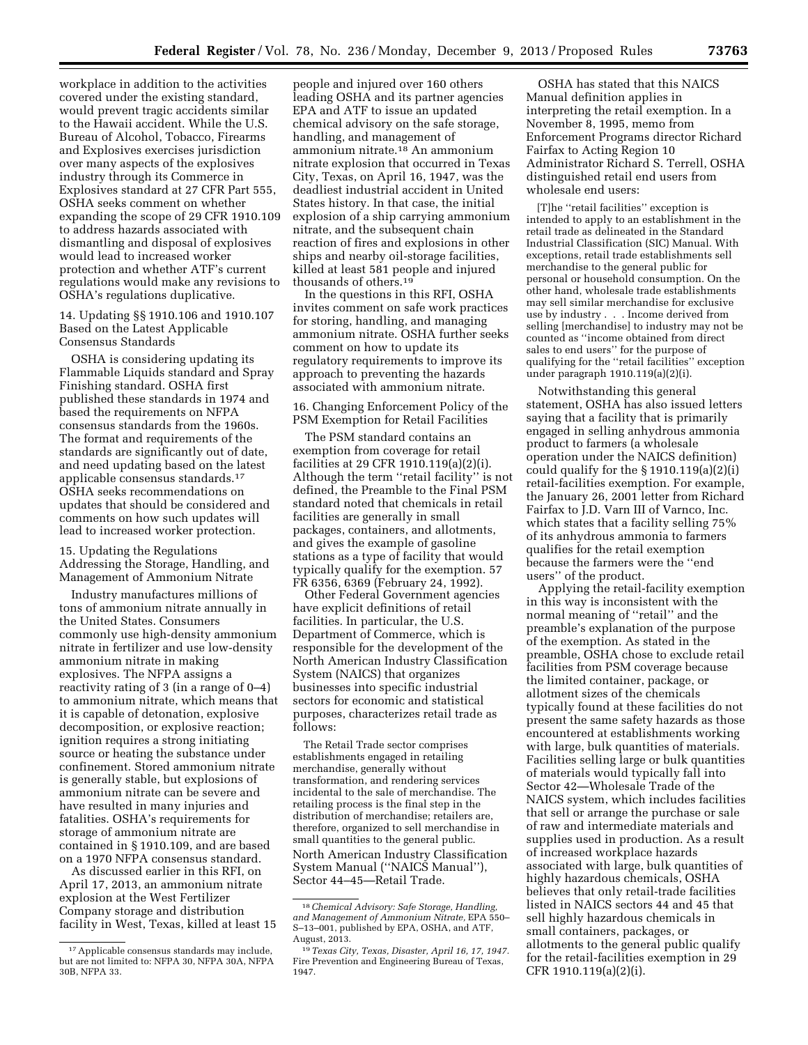workplace in addition to the activities covered under the existing standard, would prevent tragic accidents similar to the Hawaii accident. While the U.S. Bureau of Alcohol, Tobacco, Firearms and Explosives exercises jurisdiction over many aspects of the explosives industry through its Commerce in Explosives standard at 27 CFR Part 555, OSHA seeks comment on whether expanding the scope of 29 CFR 1910.109 to address hazards associated with dismantling and disposal of explosives would lead to increased worker protection and whether ATF's current regulations would make any revisions to OSHA's regulations duplicative.

14. Updating §§ 1910.106 and 1910.107 Based on the Latest Applicable Consensus Standards

OSHA is considering updating its Flammable Liquids standard and Spray Finishing standard. OSHA first published these standards in 1974 and based the requirements on NFPA consensus standards from the 1960s. The format and requirements of the standards are significantly out of date, and need updating based on the latest applicable consensus standards.[17] OSHA seeks recommendations on updates that should be considered and comments on how such updates will lead to increased worker protection.

15. Updating the Regulations Addressing the Storage, Handling, and Management of Ammonium Nitrate

Industry manufactures millions of tons of ammonium nitrate annually in the United States. Consumers commonly use high-density ammonium nitrate in fertilizer and use low-density ammonium nitrate in making explosives. The NFPA assigns a reactivity rating of 3 (in a range of 0–4) to ammonium nitrate, which means that it is capable of detonation, explosive decomposition, or explosive reaction; ignition requires a strong initiating source or heating the substance under confinement. Stored ammonium nitrate is generally stable, but explosions of ammonium nitrate can be severe and have resulted in many injuries and fatalities. OSHA's requirements for storage of ammonium nitrate are contained in § 1910.109, and are based on a 1970 NFPA consensus standard.

As discussed earlier in this RFI, on April 17, 2013, an ammonium nitrate explosion at the West Fertilizer Company storage and distribution facility in West, Texas, killed at least 15 people and injured over 160 others leading OSHA and its partner agencies EPA and ATF to issue an updated chemical advisory on the safe storage, handling, and management of ammonium nitrate.[18] An ammonium nitrate explosion that occurred in Texas City, Texas, on April 16, 1947, was the deadliest industrial accident in United States history. In that case, the initial explosion of a ship carrying ammonium nitrate, and the subsequent chain reaction of fires and explosions in other ships and nearby oil-storage facilities, killed at least 581 people and injured thousands of others.[19]

In the questions in this RFI, OSHA invites comment on safe work practices for storing, handling, and managing ammonium nitrate. OSHA further seeks comment on how to update its regulatory requirements to improve its approach to preventing the hazards associated with ammonium nitrate.

16. Changing Enforcement Policy of the PSM Exemption for Retail Facilities

The PSM standard contains an exemption from coverage for retail facilities at 29 CFR 1910.119(a)(2)(i). Although the term "retail facility" is not defined, the Preamble to the Final PSM standard noted that chemicals in retail facilities are generally in small packages, containers, and allotments, and gives the example of gasoline stations as a type of facility that would typically qualify for the exemption. 57 FR 6356, 6369 (February 24, 1992).

Other Federal Government agencies have explicit definitions of retail facilities. In particular, the U.S. Department of Commerce, which is responsible for the development of the North American Industry Classification System (NAICS) that organizes businesses into specific industrial sectors for economic and statistical purposes, characterizes retail trade as follows:

> The Retail Trade sector comprises establishments engaged in retailing merchandise, generally without transformation, and rendering services incidental to the sale of merchandise. The retailing process is the final step in the distribution of merchandise; retailers are, therefore, organized to sell merchandise in small quantities to the general public.

North American Industry Classification System Manual ("NAICS Manual"), Sector 44–45—Retail Trade.

OSHA has stated that this NAICS Manual definition applies in interpreting the retail exemption. In a November 8, 1995, memo from Enforcement Programs director Richard Fairfax to Acting Region 10 Administrator Richard S. Terrell, OSHA distinguished retail end users from wholesale end users:

> [T]he "retail facilities" exception is intended to apply to an establishment in the retail trade as delineated in the Standard Industrial Classification (SIC) Manual. With exceptions, retail trade establishments sell merchandise to the general public for personal or household consumption. On the other hand, wholesale trade establishments may sell similar merchandise for exclusive use by industry . . . Income derived from selling [merchandise] to industry may not be counted as "income obtained from direct sales to end users" for the purpose of qualifying for the "retail facilities" exception under paragraph 1910.119(a)(2)(i).

Notwithstanding this general statement, OSHA has also issued letters saying that a facility that is primarily engaged in selling anhydrous ammonia product to farmers (a wholesale operation under the NAICS definition) could qualify for the § 1910.119(a)(2)(i) retail-facilities exemption. For example, the January 26, 2001 letter from Richard Fairfax to J.D. Varn III of Varnco, Inc. which states that a facility selling 75% of its anhydrous ammonia to farmers qualifies for the retail exemption because the farmers were the "end users" of the product.

Applying the retail-facility exemption in this way is inconsistent with the normal meaning of "retail" and the preamble's explanation of the purpose of the exemption. As stated in the preamble, OSHA chose to exclude retail facilities from PSM coverage because the limited container, package, or allotment sizes of the chemicals typically found at these facilities do not present the same safety hazards as those encountered at establishments working with large, bulk quantities of materials. Facilities selling large or bulk quantities of materials would typically fall into Sector 42—Wholesale Trade of the NAICS system, which includes facilities that sell or arrange the purchase or sale of raw and intermediate materials and supplies used in production. As a result of increased workplace hazards associated with large, bulk quantities of highly hazardous chemicals, OSHA believes that only retail-trade facilities listed in NAICS sectors 44 and 45 that sell highly hazardous chemicals in small containers, packages, or allotments to the general public qualify for the retail-facilities exemption in 29 CFR 1910.119(a)(2)(i).

---

[17] Applicable consensus standards may include, but are not limited to: NFPA 30, NFPA 30A, NFPA 30B, NFPA 33.

[18] *Chemical Advisory: Safe Storage, Handling, and Management of Ammonium Nitrate,* EPA 550–S–13–001, published by EPA, OSHA, and ATF, August, 2013.

[19] *Texas City, Texas, Disaster, April 16, 17, 1947.* Fire Prevention and Engineering Bureau of Texas, 1947.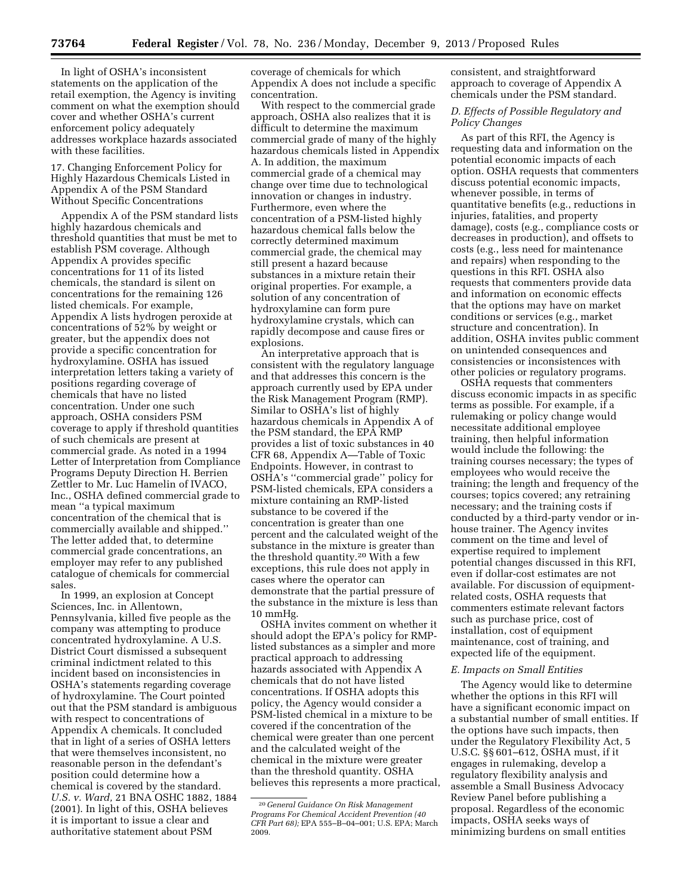In light of OSHA's inconsistent statements on the application of the retail exemption, the Agency is inviting comment on what the exemption should cover and whether OSHA's current enforcement policy adequately addresses workplace hazards associated with these facilities.

17. Changing Enforcement Policy for Highly Hazardous Chemicals Listed in Appendix A of the PSM Standard Without Specific Concentrations

Appendix A of the PSM standard lists highly hazardous chemicals and threshold quantities that must be met to establish PSM coverage. Although Appendix A provides specific concentrations for 11 of its listed chemicals, the standard is silent on concentrations for the remaining 126 listed chemicals. For example, Appendix A lists hydrogen peroxide at concentrations of 52% by weight or greater, but the appendix does not provide a specific concentration for hydroxylamine. OSHA has issued interpretation letters taking a variety of positions regarding coverage of chemicals that have no listed concentration. Under one such approach, OSHA considers PSM coverage to apply if threshold quantities of such chemicals are present at commercial grade. As noted in a 1994 Letter of Interpretation from Compliance Programs Deputy Direction H. Berrien Zettler to Mr. Luc Hamelin of IVACO, Inc., OSHA defined commercial grade to mean "a typical maximum concentration of the chemical that is commercially available and shipped." The letter added that, to determine commercial grade concentrations, an employer may refer to any published catalogue of chemicals for commercial sales.

In 1999, an explosion at Concept Sciences, Inc. in Allentown, Pennsylvania, killed five people as the company was attempting to produce concentrated hydroxylamine. A U.S. District Court dismissed a subsequent criminal indictment related to this incident based on inconsistencies in OSHA's statements regarding coverage of hydroxylamine. The Court pointed out that the PSM standard is ambiguous with respect to concentrations of Appendix A chemicals. It concluded that in light of a series of OSHA letters that were themselves inconsistent, no reasonable person in the defendant's position could determine how a chemical is covered by the standard. *U.S. v. Ward,* 21 BNA OSHC 1882, 1884 (2001). In light of this, OSHA believes it is important to issue a clear and authoritative statement about PSM coverage of chemicals for which Appendix A does not include a specific concentration.

With respect to the commercial grade approach, OSHA also realizes that it is difficult to determine the maximum commercial grade of many of the highly hazardous chemicals listed in Appendix A. In addition, the maximum commercial grade of a chemical may change over time due to technological innovation or changes in industry. Furthermore, even where the concentration of a PSM-listed highly hazardous chemical falls below the correctly determined maximum commercial grade, the chemical may still present a hazard because substances in a mixture retain their original properties. For example, a solution of any concentration of hydroxylamine can form pure hydroxylamine crystals, which can rapidly decompose and cause fires or explosions.

An interpretative approach that is consistent with the regulatory language and that addresses this concern is the approach currently used by EPA under the Risk Management Program (RMP). Similar to OSHA's list of highly hazardous chemicals in Appendix A of the PSM standard, the EPA RMP provides a list of toxic substances in 40 CFR 68, Appendix A—Table of Toxic Endpoints. However, in contrast to OSHA's "commercial grade" policy for PSM-listed chemicals, EPA considers a mixture containing an RMP-listed substance to be covered if the concentration is greater than one percent and the calculated weight of the substance in the mixture is greater than the threshold quantity.[20] With a few exceptions, this rule does not apply in cases where the operator can demonstrate that the partial pressure of the substance in the mixture is less than 10 mmHg.

OSHA invites comment on whether it should adopt the EPA's policy for RMP-listed substances as a simpler and more practical approach to addressing hazards associated with Appendix A chemicals that do not have listed concentrations. If OSHA adopts this policy, the Agency would consider a PSM-listed chemical in a mixture to be covered if the concentration of the chemical were greater than one percent and the calculated weight of the chemical in the mixture were greater than the threshold quantity. OSHA believes this represents a more practical, consistent, and straightforward approach to coverage of Appendix A chemicals under the PSM standard.

### *D. Effects of Possible Regulatory and Policy Changes*

As part of this RFI, the Agency is requesting data and information on the potential economic impacts of each option. OSHA requests that commenters discuss potential economic impacts, whenever possible, in terms of quantitative benefits (e.g., reductions in injuries, fatalities, and property damage), costs (e.g., compliance costs or decreases in production), and offsets to costs (e.g., less need for maintenance and repairs) when responding to the questions in this RFI. OSHA also requests that commenters provide data and information on economic effects that the options may have on market conditions or services (e.g., market structure and concentration). In addition, OSHA invites public comment on unintended consequences and consistencies or inconsistences with other policies or regulatory programs.

OSHA requests that commenters discuss economic impacts in as specific terms as possible. For example, if a rulemaking or policy change would necessitate additional employee training, then helpful information would include the following: the training courses necessary; the types of employees who would receive the training; the length and frequency of the courses; topics covered; any retraining necessary; and the training costs if conducted by a third-party vendor or in-house trainer. The Agency invites comment on the time and level of expertise required to implement potential changes discussed in this RFI, even if dollar-cost estimates are not available. For discussion of equipment-related costs, OSHA requests that commenters estimate relevant factors such as purchase price, cost of installation, cost of equipment maintenance, cost of training, and expected life of the equipment.

### *E. Impacts on Small Entities*

The Agency would like to determine whether the options in this RFI will have a significant economic impact on a substantial number of small entities. If the options have such impacts, then under the Regulatory Flexibility Act, 5 U.S.C. §§ 601–612, OSHA must, if it engages in rulemaking, develop a regulatory flexibility analysis and assemble a Small Business Advocacy Review Panel before publishing a proposal. Regardless of the economic impacts, OSHA seeks ways of minimizing burdens on small entities

---

[20] *General Guidance On Risk Management Programs For Chemical Accident Prevention (40 CFR Part 68);* EPA 555–B–04–001; U.S. EPA; March 2009.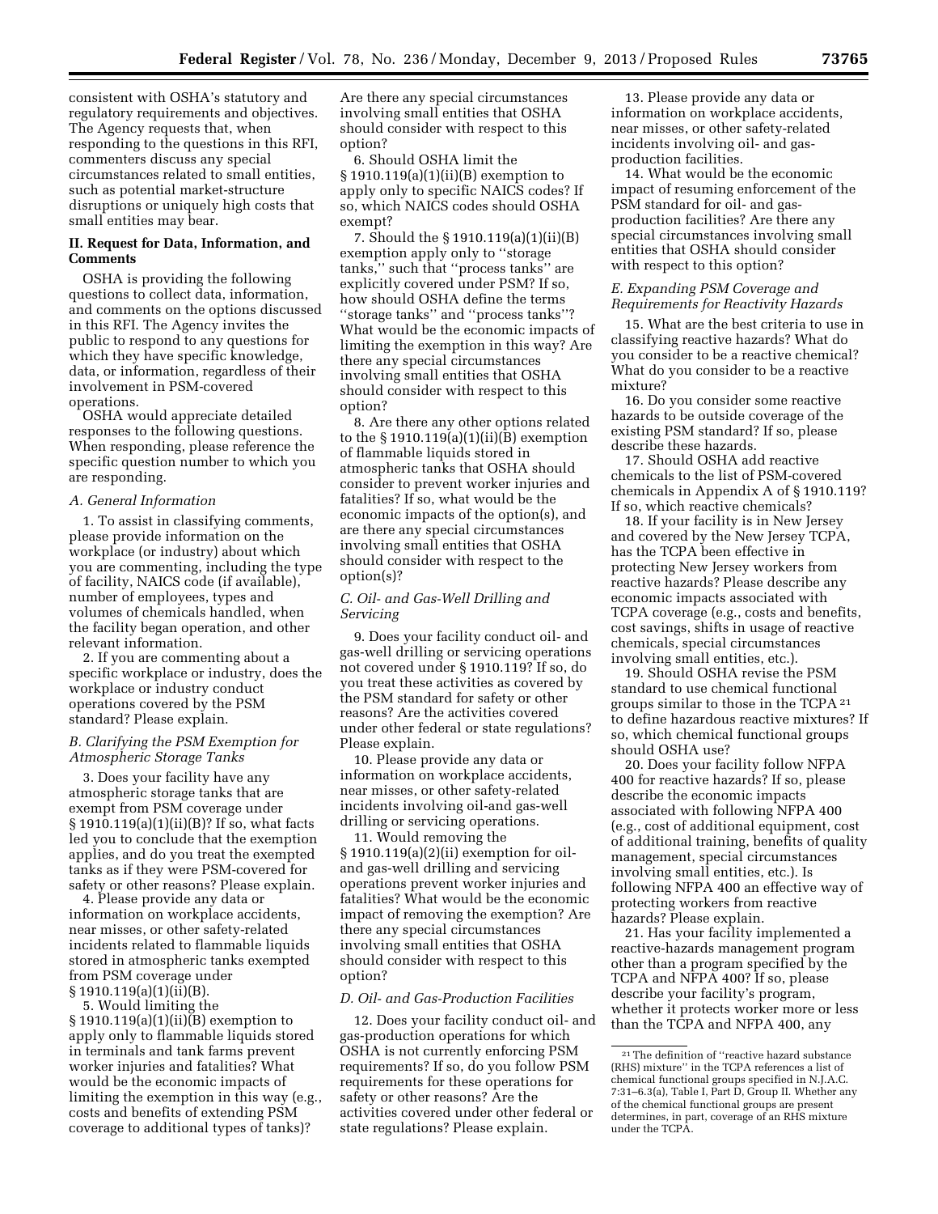consistent with OSHA's statutory and regulatory requirements and objectives. The Agency requests that, when responding to the questions in this RFI, commenters discuss any special circumstances related to small entities, such as potential market-structure disruptions or uniquely high costs that small entities may bear.

## II. Request for Data, Information, and Comments

OSHA is providing the following questions to collect data, information, and comments on the options discussed in this RFI. The Agency invites the public to respond to any questions for which they have specific knowledge, data, or information, regardless of their involvement in PSM-covered operations.

OSHA would appreciate detailed responses to the following questions. When responding, please reference the specific question number to which you are responding.

### *A. General Information*

1. To assist in classifying comments, please provide information on the workplace (or industry) about which you are commenting, including the type of facility, NAICS code (if available), number of employees, types and volumes of chemicals handled, when the facility began operation, and other relevant information.

2. If you are commenting about a specific workplace or industry, does the workplace or industry conduct operations covered by the PSM standard? Please explain.

### *B. Clarifying the PSM Exemption for Atmospheric Storage Tanks*

3. Does your facility have any atmospheric storage tanks that are exempt from PSM coverage under § 1910.119(a)(1)(ii)(B)? If so, what facts led you to conclude that the exemption applies, and do you treat the exempted tanks as if they were PSM-covered for safety or other reasons? Please explain.

4. Please provide any data or information on workplace accidents, near misses, or other safety-related incidents related to flammable liquids stored in atmospheric tanks exempted from PSM coverage under § 1910.119(a)(1)(ii)(B).

5. Would limiting the § 1910.119(a)(1)(ii)(B) exemption to apply only to flammable liquids stored in terminals and tank farms prevent worker injuries and fatalities? What would be the economic impacts of limiting the exemption in this way (e.g., costs and benefits of extending PSM coverage to additional types of tanks)? Are there any special circumstances involving small entities that OSHA should consider with respect to this option?

6. Should OSHA limit the § 1910.119(a)(1)(ii)(B) exemption to apply only to specific NAICS codes? If so, which NAICS codes should OSHA exempt?

7. Should the § 1910.119(a)(1)(ii)(B) exemption apply only to "storage tanks," such that "process tanks" are explicitly covered under PSM? If so, how should OSHA define the terms "storage tanks" and "process tanks"? What would be the economic impacts of limiting the exemption in this way? Are there any special circumstances involving small entities that OSHA should consider with respect to this option?

8. Are there any other options related to the § 1910.119(a)(1)(ii)(B) exemption of flammable liquids stored in atmospheric tanks that OSHA should consider to prevent worker injuries and fatalities? If so, what would be the economic impacts of the option(s), and are there any special circumstances involving small entities that OSHA should consider with respect to the option(s)?

### *C. Oil- and Gas-Well Drilling and Servicing*

9. Does your facility conduct oil- and gas-well drilling or servicing operations not covered under § 1910.119? If so, do you treat these activities as covered by the PSM standard for safety or other reasons? Are the activities covered under other federal or state regulations? Please explain.

10. Please provide any data or information on workplace accidents, near misses, or other safety-related incidents involving oil-and gas-well drilling or servicing operations.

11. Would removing the § 1910.119(a)(2)(ii) exemption for oil- and gas-well drilling and servicing operations prevent worker injuries and fatalities? What would be the economic impact of removing the exemption? Are there any special circumstances involving small entities that OSHA should consider with respect to this option?

### *D. Oil- and Gas-Production Facilities*

12. Does your facility conduct oil- and gas-production operations for which OSHA is not currently enforcing PSM requirements? If so, do you follow PSM requirements for these operations for safety or other reasons? Are the activities covered under other federal or state regulations? Please explain.

13. Please provide any data or information on workplace accidents, near misses, or other safety-related incidents involving oil- and gas-production facilities.

14. What would be the economic impact of resuming enforcement of the PSM standard for oil- and gas-production facilities? Are there any special circumstances involving small entities that OSHA should consider with respect to this option?

### *E. Expanding PSM Coverage and Requirements for Reactivity Hazards*

15. What are the best criteria to use in classifying reactive hazards? What do you consider to be a reactive chemical? What do you consider to be a reactive mixture?

16. Do you consider some reactive hazards to be outside coverage of the existing PSM standard? If so, please describe these hazards.

17. Should OSHA add reactive chemicals to the list of PSM-covered chemicals in Appendix A of § 1910.119? If so, which reactive chemicals?

18. If your facility is in New Jersey and covered by the New Jersey TCPA, has the TCPA been effective in protecting New Jersey workers from reactive hazards? Please describe any economic impacts associated with TCPA coverage (e.g., costs and benefits, cost savings, shifts in usage of reactive chemicals, special circumstances involving small entities, etc.).

19. Should OSHA revise the PSM standard to use chemical functional groups similar to those in the TCPA [21] to define hazardous reactive mixtures? If so, which chemical functional groups should OSHA use?

20. Does your facility follow NFPA 400 for reactive hazards? If so, please describe the economic impacts associated with following NFPA 400 (e.g., cost of additional equipment, cost of additional training, benefits of quality management, special circumstances involving small entities, etc.). Is following NFPA 400 an effective way of protecting workers from reactive hazards? Please explain.

21. Has your facility implemented a reactive-hazards management program other than a program specified by the TCPA and NFPA 400? If so, please describe your facility's program, whether it protects worker more or less than the TCPA and NFPA 400, any

---

[21] The definition of "reactive hazard substance (RHS) mixture" in the TCPA references a list of chemical functional groups specified in N.J.A.C. 7:31–6.3(a), Table I, Part D, Group II. Whether any of the chemical functional groups are present determines, in part, coverage of an RHS mixture under the TCPA.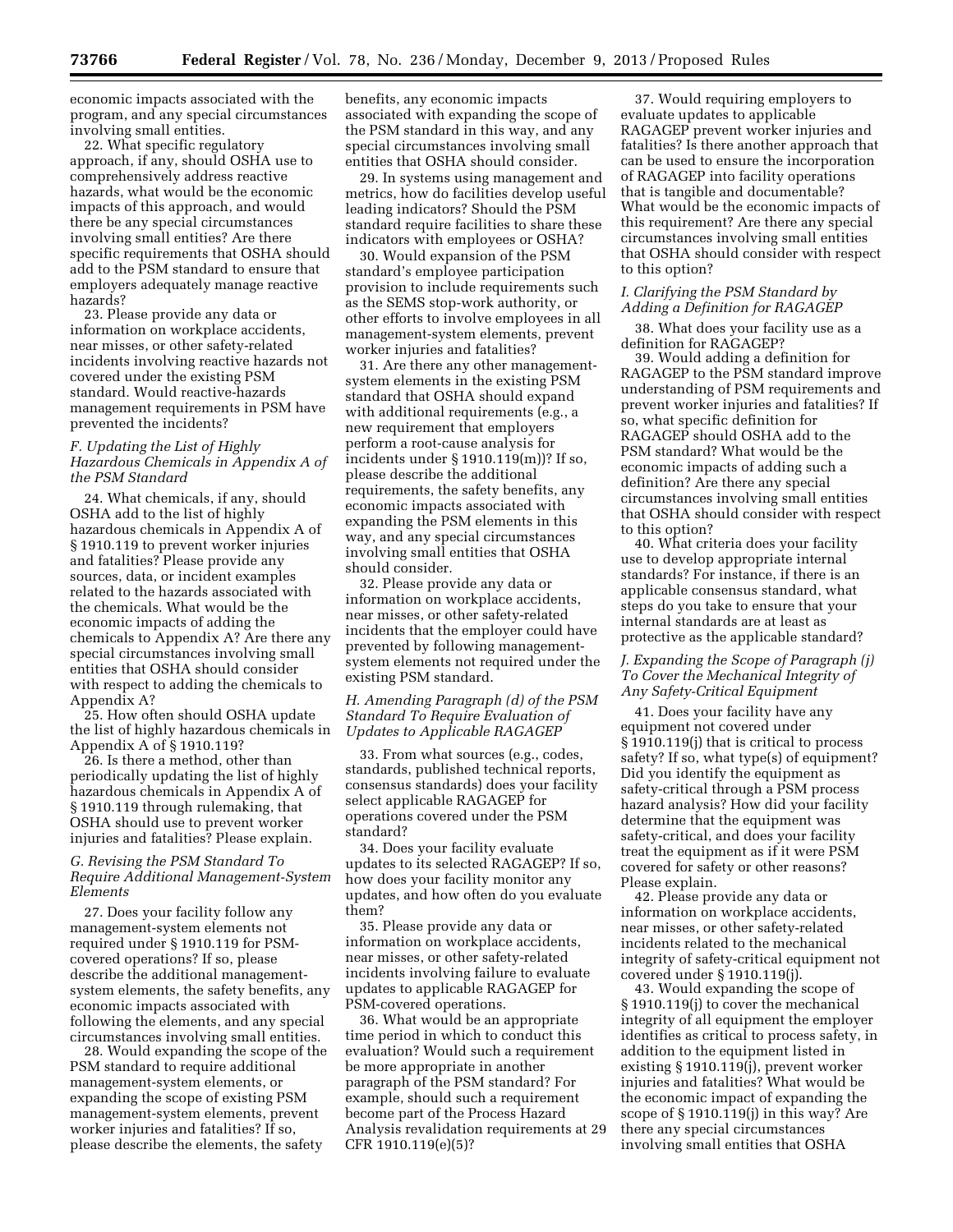economic impacts associated with the program, and any special circumstances involving small entities.

22. What specific regulatory approach, if any, should OSHA use to comprehensively address reactive hazards, what would be the economic impacts of this approach, and would there be any special circumstances involving small entities? Are there specific requirements that OSHA should add to the PSM standard to ensure that employers adequately manage reactive hazards?

23. Please provide any data or information on workplace accidents, near misses, or other safety-related incidents involving reactive hazards not covered under the existing PSM standard. Would reactive-hazards management requirements in PSM have prevented the incidents?

### *F. Updating the List of Highly Hazardous Chemicals in Appendix A of the PSM Standard*

24. What chemicals, if any, should OSHA add to the list of highly hazardous chemicals in Appendix A of § 1910.119 to prevent worker injuries and fatalities? Please provide any sources, data, or incident examples related to the hazards associated with the chemicals. What would be the economic impacts of adding the chemicals to Appendix A? Are there any special circumstances involving small entities that OSHA should consider with respect to adding the chemicals to Appendix A?

25. How often should OSHA update the list of highly hazardous chemicals in Appendix A of § 1910.119?

26. Is there a method, other than periodically updating the list of highly hazardous chemicals in Appendix A of § 1910.119 through rulemaking, that OSHA should use to prevent worker injuries and fatalities? Please explain.

### *G. Revising the PSM Standard To Require Additional Management-System Elements*

27. Does your facility follow any management-system elements not required under § 1910.119 for PSM-covered operations? If so, please describe the additional management-system elements, the safety benefits, any economic impacts associated with following the elements, and any special circumstances involving small entities.

28. Would expanding the scope of the PSM standard to require additional management-system elements, or expanding the scope of existing PSM management-system elements, prevent worker injuries and fatalities? If so, please describe the elements, the safety benefits, any economic impacts associated with expanding the scope of the PSM standard in this way, and any special circumstances involving small entities that OSHA should consider.

29. In systems using management and metrics, how do facilities develop useful leading indicators? Should the PSM standard require facilities to share these indicators with employees or OSHA?

30. Would expansion of the PSM standard's employee participation provision to include requirements such as the SEMS stop-work authority, or other efforts to involve employees in all management-system elements, prevent worker injuries and fatalities?

31. Are there any other management-system elements in the existing PSM standard that OSHA should expand with additional requirements (e.g., a new requirement that employers perform a root-cause analysis for incidents under § 1910.119(m))? If so, please describe the additional requirements, the safety benefits, any economic impacts associated with expanding the PSM elements in this way, and any special circumstances involving small entities that OSHA should consider.

32. Please provide any data or information on workplace accidents, near misses, or other safety-related incidents that the employer could have prevented by following management-system elements not required under the existing PSM standard.

### *H. Amending Paragraph (d) of the PSM Standard To Require Evaluation of Updates to Applicable RAGAGEP*

33. From what sources (e.g., codes, standards, published technical reports, consensus standards) does your facility select applicable RAGAGEP for operations covered under the PSM standard?

34. Does your facility evaluate updates to its selected RAGAGEP? If so, how does your facility monitor any updates, and how often do you evaluate them?

35. Please provide any data or information on workplace accidents, near misses, or other safety-related incidents involving failure to evaluate updates to applicable RAGAGEP for PSM-covered operations.

36. What would be an appropriate time period in which to conduct this evaluation? Would such a requirement be more appropriate in another paragraph of the PSM standard? For example, should such a requirement become part of the Process Hazard Analysis revalidation requirements at 29 CFR 1910.119(e)(5)?

37. Would requiring employers to evaluate updates to applicable RAGAGEP prevent worker injuries and fatalities? Is there another approach that can be used to ensure the incorporation of RAGAGEP into facility operations that is tangible and documentable? What would be the economic impacts of this requirement? Are there any special circumstances involving small entities that OSHA should consider with respect to this option?

### *I. Clarifying the PSM Standard by Adding a Definition for RAGAGEP*

38. What does your facility use as a definition for RAGAGEP?

39. Would adding a definition for RAGAGEP to the PSM standard improve understanding of PSM requirements and prevent worker injuries and fatalities? If so, what specific definition for RAGAGEP should OSHA add to the PSM standard? What would be the economic impacts of adding such a definition? Are there any special circumstances involving small entities that OSHA should consider with respect to this option?

40. What criteria does your facility use to develop appropriate internal standards? For instance, if there is an applicable consensus standard, what steps do you take to ensure that your internal standards are at least as protective as the applicable standard?

### *J. Expanding the Scope of Paragraph (j) To Cover the Mechanical Integrity of Any Safety-Critical Equipment*

41. Does your facility have any equipment not covered under § 1910.119(j) that is critical to process safety? If so, what type(s) of equipment? Did you identify the equipment as safety-critical through a PSM process hazard analysis? How did your facility determine that the equipment was safety-critical, and does your facility treat the equipment as if it were PSM covered for safety or other reasons? Please explain.

42. Please provide any data or information on workplace accidents, near misses, or other safety-related incidents related to the mechanical integrity of safety-critical equipment not covered under § 1910.119(j).

43. Would expanding the scope of § 1910.119(j) to cover the mechanical integrity of all equipment the employer identifies as critical to process safety, in addition to the equipment listed in existing § 1910.119(j), prevent worker injuries and fatalities? What would be the economic impact of expanding the scope of § 1910.119(j) in this way? Are there any special circumstances involving small entities that OSHA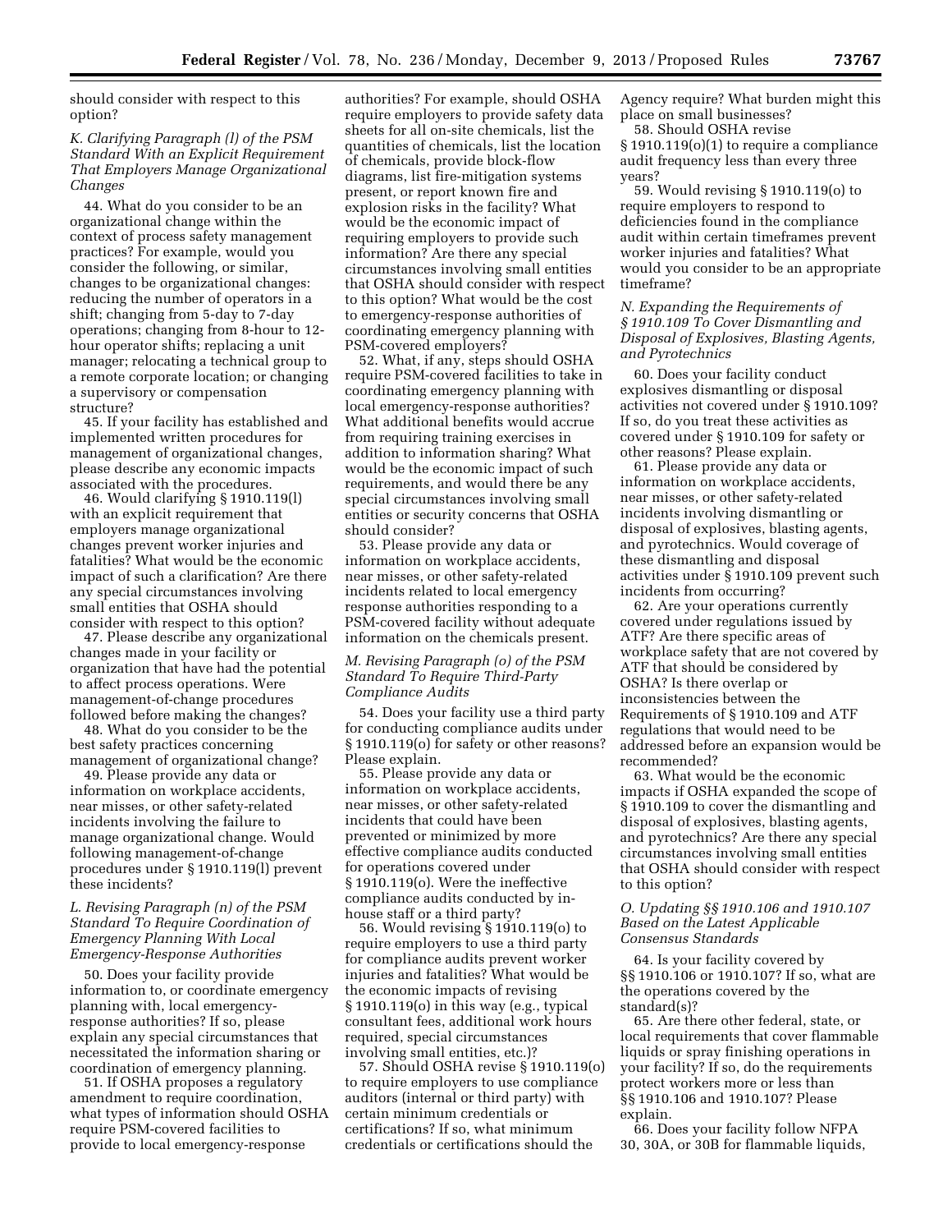should consider with respect to this option?

### *K. Clarifying Paragraph (l) of the PSM Standard With an Explicit Requirement That Employers Manage Organizational Changes*

44. What do you consider to be an organizational change within the context of process safety management practices? For example, would you consider the following, or similar, changes to be organizational changes: reducing the number of operators in a shift; changing from 5-day to 7-day operations; changing from 8-hour to 12-hour operator shifts; replacing a unit manager; relocating a technical group to a remote corporate location; or changing a supervisory or compensation structure?

45. If your facility has established and implemented written procedures for management of organizational changes, please describe any economic impacts associated with the procedures.

46. Would clarifying § 1910.119(l) with an explicit requirement that employers manage organizational changes prevent worker injuries and fatalities? What would be the economic impact of such a clarification? Are there any special circumstances involving small entities that OSHA should consider with respect to this option?

47. Please describe any organizational changes made in your facility or organization that have had the potential to affect process operations. Were management-of-change procedures followed before making the changes?

48. What do you consider to be the best safety practices concerning management of organizational change?

49. Please provide any data or information on workplace accidents, near misses, or other safety-related incidents involving the failure to manage organizational change. Would following management-of-change procedures under § 1910.119(l) prevent these incidents?

### *L. Revising Paragraph (n) of the PSM Standard To Require Coordination of Emergency Planning With Local Emergency-Response Authorities*

50. Does your facility provide information to, or coordinate emergency planning with, local emergency-response authorities? If so, please explain any special circumstances that necessitated the information sharing or coordination of emergency planning.

51. If OSHA proposes a regulatory amendment to require coordination, what types of information should OSHA require PSM-covered facilities to provide to local emergency-response authorities? For example, should OSHA require employers to provide safety data sheets for all on-site chemicals, list the quantities of chemicals, list the location of chemicals, provide block-flow diagrams, list fire-mitigation systems present, or report known fire and explosion risks in the facility? What would be the economic impact of requiring employers to provide such information? Are there any special circumstances involving small entities that OSHA should consider with respect to this option? What would be the cost to emergency-response authorities of coordinating emergency planning with PSM-covered employers?

52. What, if any, steps should OSHA require PSM-covered facilities to take in coordinating emergency planning with local emergency-response authorities? What additional benefits would accrue from requiring training exercises in addition to information sharing? What would be the economic impact of such requirements, and would there be any special circumstances involving small entities or security concerns that OSHA should consider?

53. Please provide any data or information on workplace accidents, near misses, or other safety-related incidents related to local emergency response authorities responding to a PSM-covered facility without adequate information on the chemicals present.

### *M. Revising Paragraph (o) of the PSM Standard To Require Third-Party Compliance Audits*

54. Does your facility use a third party for conducting compliance audits under § 1910.119(o) for safety or other reasons? Please explain.

55. Please provide any data or information on workplace accidents, near misses, or other safety-related incidents that could have been prevented or minimized by more effective compliance audits conducted for operations covered under § 1910.119(o). Were the ineffective compliance audits conducted by in-house staff or a third party?

56. Would revising § 1910.119(o) to require employers to use a third party for compliance audits prevent worker injuries and fatalities? What would be the economic impacts of revising § 1910.119(o) in this way (e.g., typical consultant fees, additional work hours required, special circumstances involving small entities, etc.)?

57. Should OSHA revise § 1910.119(o) to require employers to use compliance auditors (internal or third party) with certain minimum credentials or certifications? If so, what minimum credentials or certifications should the Agency require? What burden might this place on small businesses?

58. Should OSHA revise § 1910.119(o)(1) to require a compliance audit frequency less than every three years?

59. Would revising § 1910.119(o) to require employers to respond to deficiencies found in the compliance audit within certain timeframes prevent worker injuries and fatalities? What would you consider to be an appropriate timeframe?

### *N. Expanding the Requirements of § 1910.109 To Cover Dismantling and Disposal of Explosives, Blasting Agents, and Pyrotechnics*

60. Does your facility conduct explosives dismantling or disposal activities not covered under § 1910.109? If so, do you treat these activities as covered under § 1910.109 for safety or other reasons? Please explain.

61. Please provide any data or information on workplace accidents, near misses, or other safety-related incidents involving dismantling or disposal of explosives, blasting agents, and pyrotechnics. Would coverage of these dismantling and disposal activities under § 1910.109 prevent such incidents from occurring?

62. Are your operations currently covered under regulations issued by ATF? Are there specific areas of workplace safety that are not covered by ATF that should be considered by OSHA? Is there overlap or inconsistencies between the Requirements of § 1910.109 and ATF regulations that would need to be addressed before an expansion would be recommended?

63. What would be the economic impacts if OSHA expanded the scope of § 1910.109 to cover the dismantling and disposal of explosives, blasting agents, and pyrotechnics? Are there any special circumstances involving small entities that OSHA should consider with respect to this option?

### *O. Updating §§ 1910.106 and 1910.107 Based on the Latest Applicable Consensus Standards*

64. Is your facility covered by §§ 1910.106 or 1910.107? If so, what are the operations covered by the standard(s)?

65. Are there other federal, state, or local requirements that cover flammable liquids or spray finishing operations in your facility? If so, do the requirements protect workers more or less than §§ 1910.106 and 1910.107? Please explain.

66. Does your facility follow NFPA 30, 30A, or 30B for flammable liquids,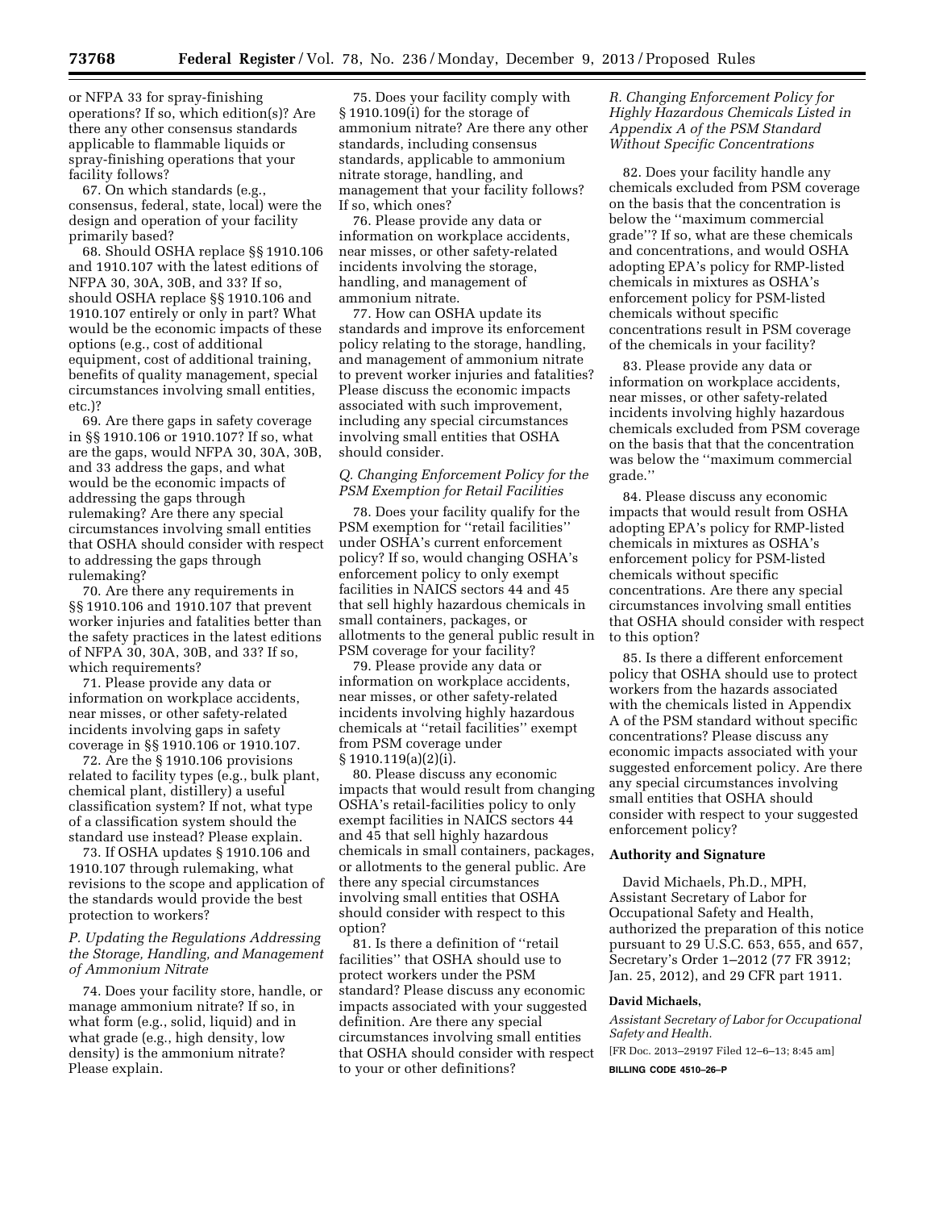or NFPA 33 for spray-finishing operations? If so, which edition(s)? Are there any other consensus standards applicable to flammable liquids or spray-finishing operations that your facility follows?

67. On which standards (e.g., consensus, federal, state, local) were the design and operation of your facility primarily based?

68. Should OSHA replace §§ 1910.106 and 1910.107 with the latest editions of NFPA 30, 30A, 30B, and 33? If so, should OSHA replace §§ 1910.106 and 1910.107 entirely or only in part? What would be the economic impacts of these options (e.g., cost of additional equipment, cost of additional training, benefits of quality management, special circumstances involving small entities, etc.)?

69. Are there gaps in safety coverage in §§ 1910.106 or 1910.107? If so, what are the gaps, would NFPA 30, 30A, 30B, and 33 address the gaps, and what would be the economic impacts of addressing the gaps through rulemaking? Are there any special circumstances involving small entities that OSHA should consider with respect to addressing the gaps through rulemaking?

70. Are there any requirements in §§ 1910.106 and 1910.107 that prevent worker injuries and fatalities better than the safety practices in the latest editions of NFPA 30, 30A, 30B, and 33? If so, which requirements?

71. Please provide any data or information on workplace accidents, near misses, or other safety-related incidents involving gaps in safety coverage in §§ 1910.106 or 1910.107.

72. Are the § 1910.106 provisions related to facility types (e.g., bulk plant, chemical plant, distillery) a useful classification system? If not, what type of a classification system should the standard use instead? Please explain.

73. If OSHA updates § 1910.106 and 1910.107 through rulemaking, what revisions to the scope and application of the standards would provide the best protection to workers?

### *P. Updating the Regulations Addressing the Storage, Handling, and Management of Ammonium Nitrate*

74. Does your facility store, handle, or manage ammonium nitrate? If so, in what form (e.g., solid, liquid) and in what grade (e.g., high density, low density) is the ammonium nitrate? Please explain.

75. Does your facility comply with § 1910.109(i) for the storage of ammonium nitrate? Are there any other standards, including consensus standards, applicable to ammonium nitrate storage, handling, and management that your facility follows? If so, which ones?

76. Please provide any data or information on workplace accidents, near misses, or other safety-related incidents involving the storage, handling, and management of ammonium nitrate.

77. How can OSHA update its standards and improve its enforcement policy relating to the storage, handling, and management of ammonium nitrate to prevent worker injuries and fatalities? Please discuss the economic impacts associated with such improvement, including any special circumstances involving small entities that OSHA should consider.

### *Q. Changing Enforcement Policy for the PSM Exemption for Retail Facilities*

78. Does your facility qualify for the PSM exemption for ''retail facilities'' under OSHA's current enforcement policy? If so, would changing OSHA's enforcement policy to only exempt facilities in NAICS sectors 44 and 45 that sell highly hazardous chemicals in small containers, packages, or allotments to the general public result in PSM coverage for your facility?

79. Please provide any data or information on workplace accidents, near misses, or other safety-related incidents involving highly hazardous chemicals at ''retail facilities'' exempt from PSM coverage under § 1910.119(a)(2)(i).

80. Please discuss any economic impacts that would result from changing OSHA's retail-facilities policy to only exempt facilities in NAICS sectors 44 and 45 that sell highly hazardous chemicals in small containers, packages, or allotments to the general public. Are there any special circumstances involving small entities that OSHA should consider with respect to this option?

81. Is there a definition of ''retail facilities'' that OSHA should use to protect workers under the PSM standard? Please discuss any economic impacts associated with your suggested definition. Are there any special circumstances involving small entities that OSHA should consider with respect to your or other definitions?

### *R. Changing Enforcement Policy for Highly Hazardous Chemicals Listed in Appendix A of the PSM Standard Without Specific Concentrations*

82. Does your facility handle any chemicals excluded from PSM coverage on the basis that the concentration is below the ''maximum commercial grade''? If so, what are these chemicals and concentrations, and would OSHA adopting EPA's policy for RMP-listed chemicals in mixtures as OSHA's enforcement policy for PSM-listed chemicals without specific concentrations result in PSM coverage of the chemicals in your facility?

83. Please provide any data or information on workplace accidents, near misses, or other safety-related incidents involving highly hazardous chemicals excluded from PSM coverage on the basis that that the concentration was below the ''maximum commercial grade.''

84. Please discuss any economic impacts that would result from OSHA adopting EPA's policy for RMP-listed chemicals in mixtures as OSHA's enforcement policy for PSM-listed chemicals without specific concentrations. Are there any special circumstances involving small entities that OSHA should consider with respect to this option?

85. Is there a different enforcement policy that OSHA should use to protect workers from the hazards associated with the chemicals listed in Appendix A of the PSM standard without specific concentrations? Please discuss any economic impacts associated with your suggested enforcement policy. Are there any special circumstances involving small entities that OSHA should consider with respect to your suggested enforcement policy?

### Authority and Signature

David Michaels, Ph.D., MPH, Assistant Secretary of Labor for Occupational Safety and Health, authorized the preparation of this notice pursuant to 29 U.S.C. 653, 655, and 657, Secretary's Order 1–2012 (77 FR 3912; Jan. 25, 2012), and 29 CFR part 1911.

**David Michaels,**

*Assistant Secretary of Labor for Occupational Safety and Health.*

[FR Doc. 2013–29197 Filed 12–6–13; 8:45 am]

**BILLING CODE 4510–26–P**